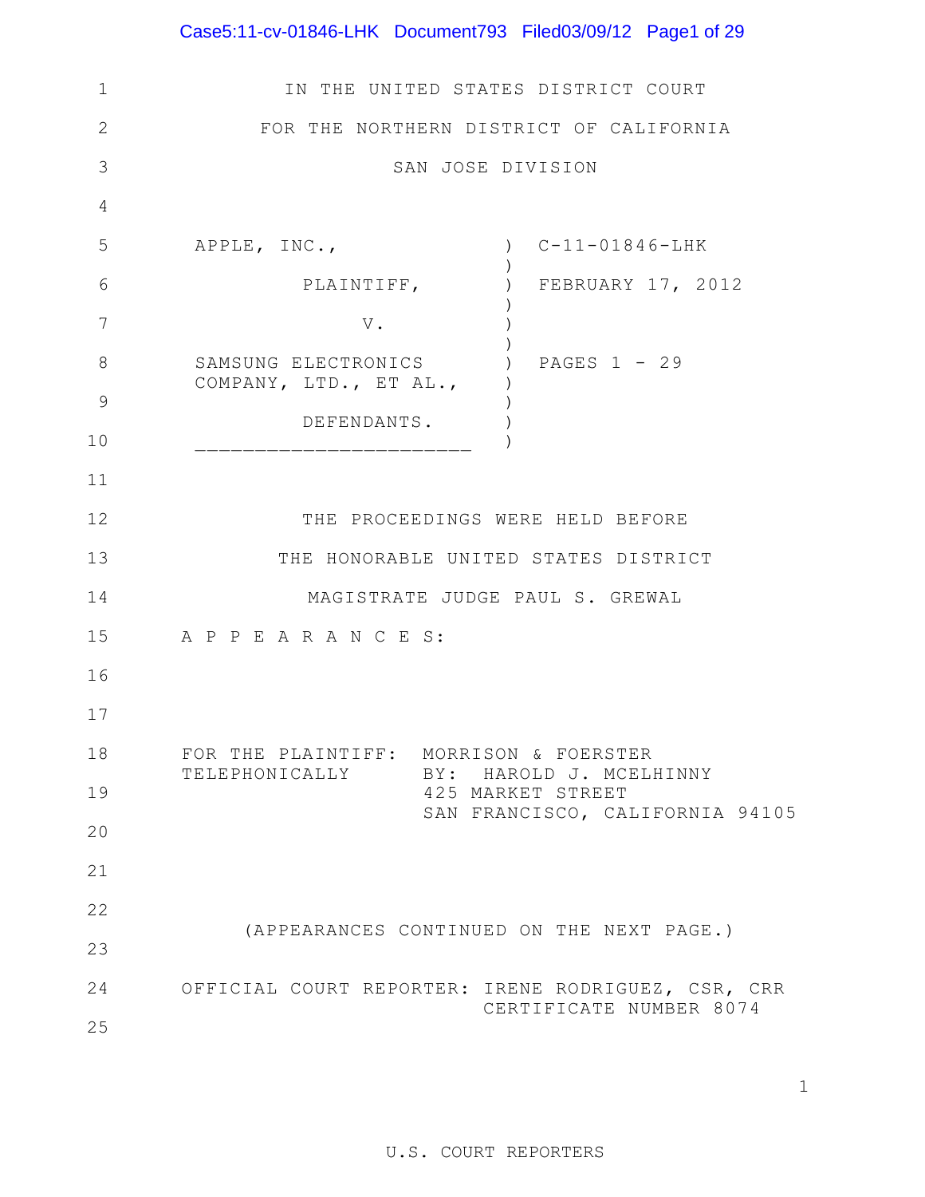IN THE UNITED STATES DISTRICT COURT

FOR THE NORTHERN DISTRICT OF CALIFORNIA

SAN JOSE DIVISION

| | | |
|---|---|---|
| APPLE, INC., | ) | C-11-01846-LHK |
| PLAINTIFF, | ) | FEBRUARY 17, 2012 |
| V. | ) | |
| SAMSUNG ELECTRONICS COMPANY, LTD., ET AL., | ) | PAGES 1 - 29 |
| DEFENDANTS. | ) | |

THE PROCEEDINGS WERE HELD BEFORE

THE HONORABLE UNITED STATES DISTRICT

MAGISTRATE JUDGE PAUL S. GREWAL

A P P E A R A N C E S:

FOR THE PLAINTIFF: TELEPHONICALLY
MORRISON & FOERSTER
BY: HAROLD J. MCELHINNY
425 MARKET STREET
SAN FRANCISCO, CALIFORNIA 94105

(APPEARANCES CONTINUED ON THE NEXT PAGE.)

OFFICIAL COURT REPORTER: IRENE RODRIGUEZ, CSR, CRR
CERTIFICATE NUMBER 8074

U.S. COURT REPORTERS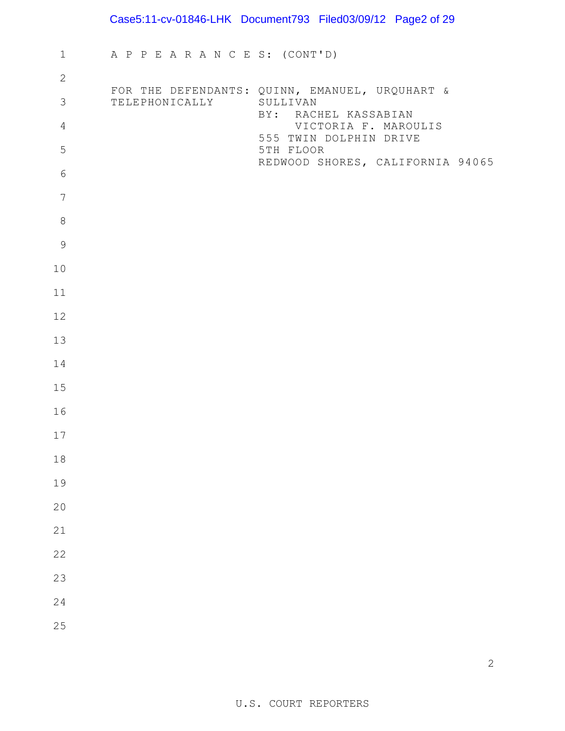A P P E A R A N C E S: (CONT'D)

FOR THE DEFENDANTS: QUINN, EMANUEL, URQUHART &
TELEPHONICALLY SULLIVAN
BY: RACHEL KASSABIAN
VICTORIA F. MAROULIS
555 TWIN DOLPHIN DRIVE
5TH FLOOR
REDWOOD SHORES, CALIFORNIA 94065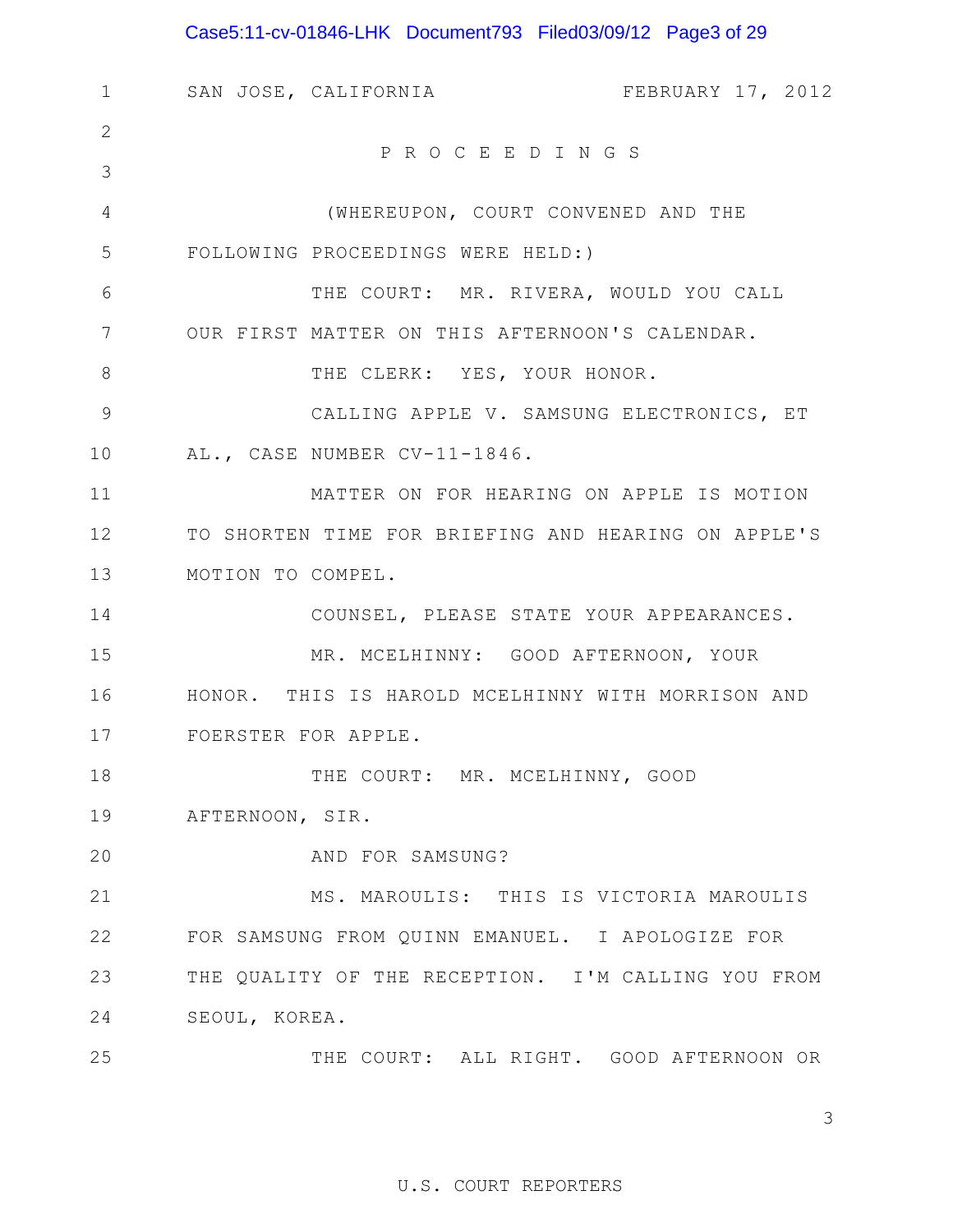SAN JOSE, CALIFORNIA FEBRUARY 17, 2012

P R O C E E D I N G S

(WHEREUPON, COURT CONVENED AND THE FOLLOWING PROCEEDINGS WERE HELD:)

THE COURT: MR. RIVERA, WOULD YOU CALL OUR FIRST MATTER ON THIS AFTERNOON'S CALENDAR.

THE CLERK: YES, YOUR HONOR.

CALLING APPLE V. SAMSUNG ELECTRONICS, ET AL., CASE NUMBER CV-11-1846.

MATTER ON FOR HEARING ON APPLE IS MOTION TO SHORTEN TIME FOR BRIEFING AND HEARING ON APPLE'S MOTION TO COMPEL.

COUNSEL, PLEASE STATE YOUR APPEARANCES.

MR. MCELHINNY: GOOD AFTERNOON, YOUR HONOR. THIS IS HAROLD MCELHINNY WITH MORRISON AND FOERSTER FOR APPLE.

THE COURT: MR. MCELHINNY, GOOD AFTERNOON, SIR.

AND FOR SAMSUNG?

MS. MAROULIS: THIS IS VICTORIA MAROULIS FOR SAMSUNG FROM QUINN EMANUEL. I APOLOGIZE FOR THE QUALITY OF THE RECEPTION. I'M CALLING YOU FROM SEOUL, KOREA.

THE COURT: ALL RIGHT. GOOD AFTERNOON OR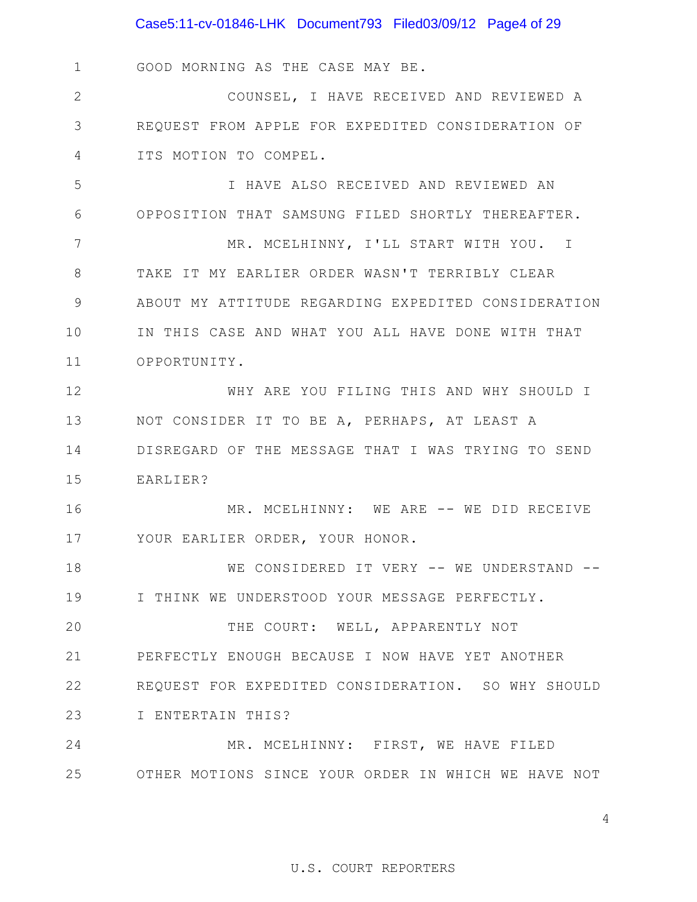GOOD MORNING AS THE CASE MAY BE.

COUNSEL, I HAVE RECEIVED AND REVIEWED A REQUEST FROM APPLE FOR EXPEDITED CONSIDERATION OF ITS MOTION TO COMPEL.

I HAVE ALSO RECEIVED AND REVIEWED AN OPPOSITION THAT SAMSUNG FILED SHORTLY THEREAFTER.

MR. MCELHINNY, I'LL START WITH YOU. I TAKE IT MY EARLIER ORDER WASN'T TERRIBLY CLEAR ABOUT MY ATTITUDE REGARDING EXPEDITED CONSIDERATION IN THIS CASE AND WHAT YOU ALL HAVE DONE WITH THAT OPPORTUNITY.

WHY ARE YOU FILING THIS AND WHY SHOULD I NOT CONSIDER IT TO BE A, PERHAPS, AT LEAST A DISREGARD OF THE MESSAGE THAT I WAS TRYING TO SEND EARLIER?

MR. MCELHINNY: WE ARE -- WE DID RECEIVE YOUR EARLIER ORDER, YOUR HONOR.

WE CONSIDERED IT VERY -- WE UNDERSTAND -- I THINK WE UNDERSTOOD YOUR MESSAGE PERFECTLY.

THE COURT: WELL, APPARENTLY NOT PERFECTLY ENOUGH BECAUSE I NOW HAVE YET ANOTHER REQUEST FOR EXPEDITED CONSIDERATION. SO WHY SHOULD I ENTERTAIN THIS?

MR. MCELHINNY: FIRST, WE HAVE FILED OTHER MOTIONS SINCE YOUR ORDER IN WHICH WE HAVE NOT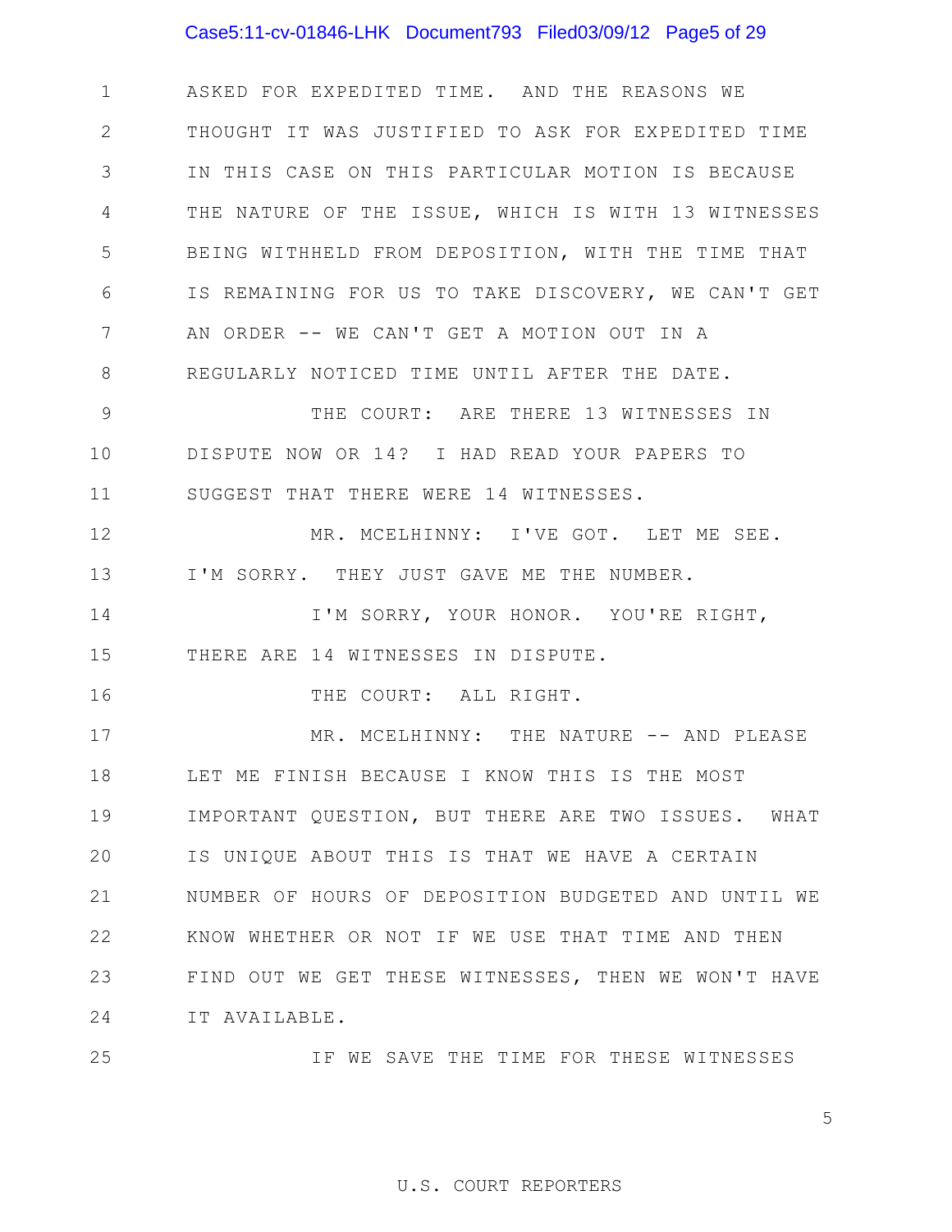ASKED FOR EXPEDITED TIME. AND THE REASONS WE THOUGHT IT WAS JUSTIFIED TO ASK FOR EXPEDITED TIME IN THIS CASE ON THIS PARTICULAR MOTION IS BECAUSE THE NATURE OF THE ISSUE, WHICH IS WITH 13 WITNESSES BEING WITHHELD FROM DEPOSITION, WITH THE TIME THAT IS REMAINING FOR US TO TAKE DISCOVERY, WE CAN'T GET AN ORDER -- WE CAN'T GET A MOTION OUT IN A REGULARLY NOTICED TIME UNTIL AFTER THE DATE.

THE COURT: ARE THERE 13 WITNESSES IN DISPUTE NOW OR 14? I HAD READ YOUR PAPERS TO SUGGEST THAT THERE WERE 14 WITNESSES.

MR. MCELHINNY: I'VE GOT. LET ME SEE. I'M SORRY. THEY JUST GAVE ME THE NUMBER.

I'M SORRY, YOUR HONOR. YOU'RE RIGHT, THERE ARE 14 WITNESSES IN DISPUTE.

THE COURT: ALL RIGHT.

MR. MCELHINNY: THE NATURE -- AND PLEASE LET ME FINISH BECAUSE I KNOW THIS IS THE MOST IMPORTANT QUESTION, BUT THERE ARE TWO ISSUES. WHAT IS UNIQUE ABOUT THIS IS THAT WE HAVE A CERTAIN NUMBER OF HOURS OF DEPOSITION BUDGETED AND UNTIL WE KNOW WHETHER OR NOT IF WE USE THAT TIME AND THEN FIND OUT WE GET THESE WITNESSES, THEN WE WON'T HAVE IT AVAILABLE.

IF WE SAVE THE TIME FOR THESE WITNESSES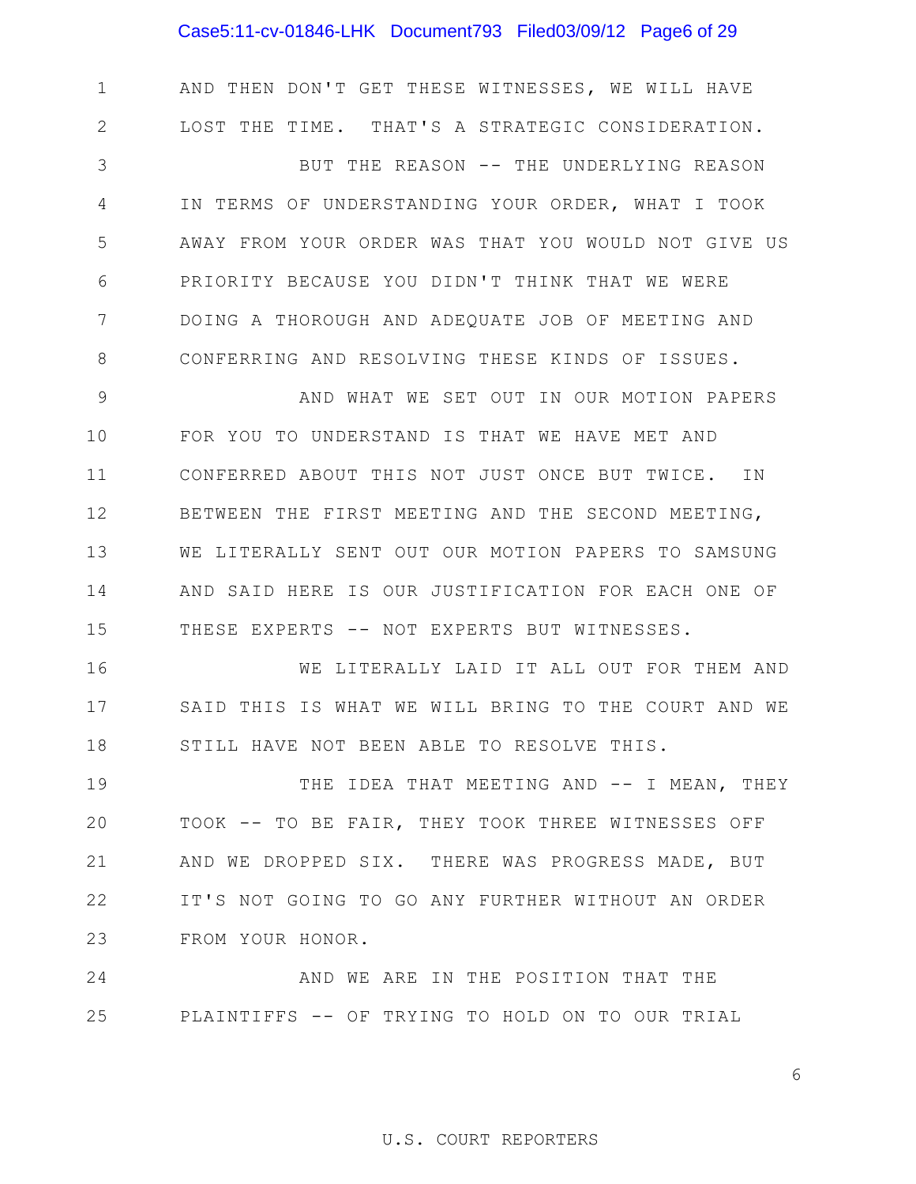AND THEN DON'T GET THESE WITNESSES, WE WILL HAVE LOST THE TIME. THAT'S A STRATEGIC CONSIDERATION.

BUT THE REASON -- THE UNDERLYING REASON IN TERMS OF UNDERSTANDING YOUR ORDER, WHAT I TOOK AWAY FROM YOUR ORDER WAS THAT YOU WOULD NOT GIVE US PRIORITY BECAUSE YOU DIDN'T THINK THAT WE WERE DOING A THOROUGH AND ADEQUATE JOB OF MEETING AND CONFERRING AND RESOLVING THESE KINDS OF ISSUES.

AND WHAT WE SET OUT IN OUR MOTION PAPERS FOR YOU TO UNDERSTAND IS THAT WE HAVE MET AND CONFERRED ABOUT THIS NOT JUST ONCE BUT TWICE. IN BETWEEN THE FIRST MEETING AND THE SECOND MEETING, WE LITERALLY SENT OUT OUR MOTION PAPERS TO SAMSUNG AND SAID HERE IS OUR JUSTIFICATION FOR EACH ONE OF THESE EXPERTS -- NOT EXPERTS BUT WITNESSES.

WE LITERALLY LAID IT ALL OUT FOR THEM AND SAID THIS IS WHAT WE WILL BRING TO THE COURT AND WE STILL HAVE NOT BEEN ABLE TO RESOLVE THIS.

THE IDEA THAT MEETING AND -- I MEAN, THEY TOOK -- TO BE FAIR, THEY TOOK THREE WITNESSES OFF AND WE DROPPED SIX. THERE WAS PROGRESS MADE, BUT IT'S NOT GOING TO GO ANY FURTHER WITHOUT AN ORDER FROM YOUR HONOR.

AND WE ARE IN THE POSITION THAT THE PLAINTIFFS -- OF TRYING TO HOLD ON TO OUR TRIAL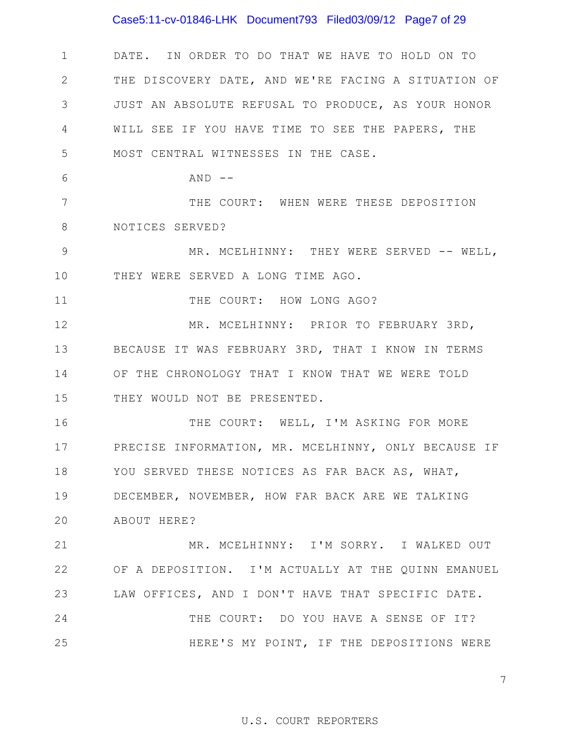DATE. IN ORDER TO DO THAT WE HAVE TO HOLD ON TO THE DISCOVERY DATE, AND WE'RE FACING A SITUATION OF JUST AN ABSOLUTE REFUSAL TO PRODUCE, AS YOUR HONOR WILL SEE IF YOU HAVE TIME TO SEE THE PAPERS, THE MOST CENTRAL WITNESSES IN THE CASE.

AND --

THE COURT: WHEN WERE THESE DEPOSITION NOTICES SERVED?

MR. MCELHINNY: THEY WERE SERVED -- WELL, THEY WERE SERVED A LONG TIME AGO.

THE COURT: HOW LONG AGO?

MR. MCELHINNY: PRIOR TO FEBRUARY 3RD, BECAUSE IT WAS FEBRUARY 3RD, THAT I KNOW IN TERMS OF THE CHRONOLOGY THAT I KNOW THAT WE WERE TOLD THEY WOULD NOT BE PRESENTED.

THE COURT: WELL, I'M ASKING FOR MORE PRECISE INFORMATION, MR. MCELHINNY, ONLY BECAUSE IF YOU SERVED THESE NOTICES AS FAR BACK AS, WHAT, DECEMBER, NOVEMBER, HOW FAR BACK ARE WE TALKING ABOUT HERE?

MR. MCELHINNY: I'M SORRY. I WALKED OUT OF A DEPOSITION. I'M ACTUALLY AT THE QUINN EMANUEL LAW OFFICES, AND I DON'T HAVE THAT SPECIFIC DATE.

THE COURT: DO YOU HAVE A SENSE OF IT?

HERE'S MY POINT, IF THE DEPOSITIONS WERE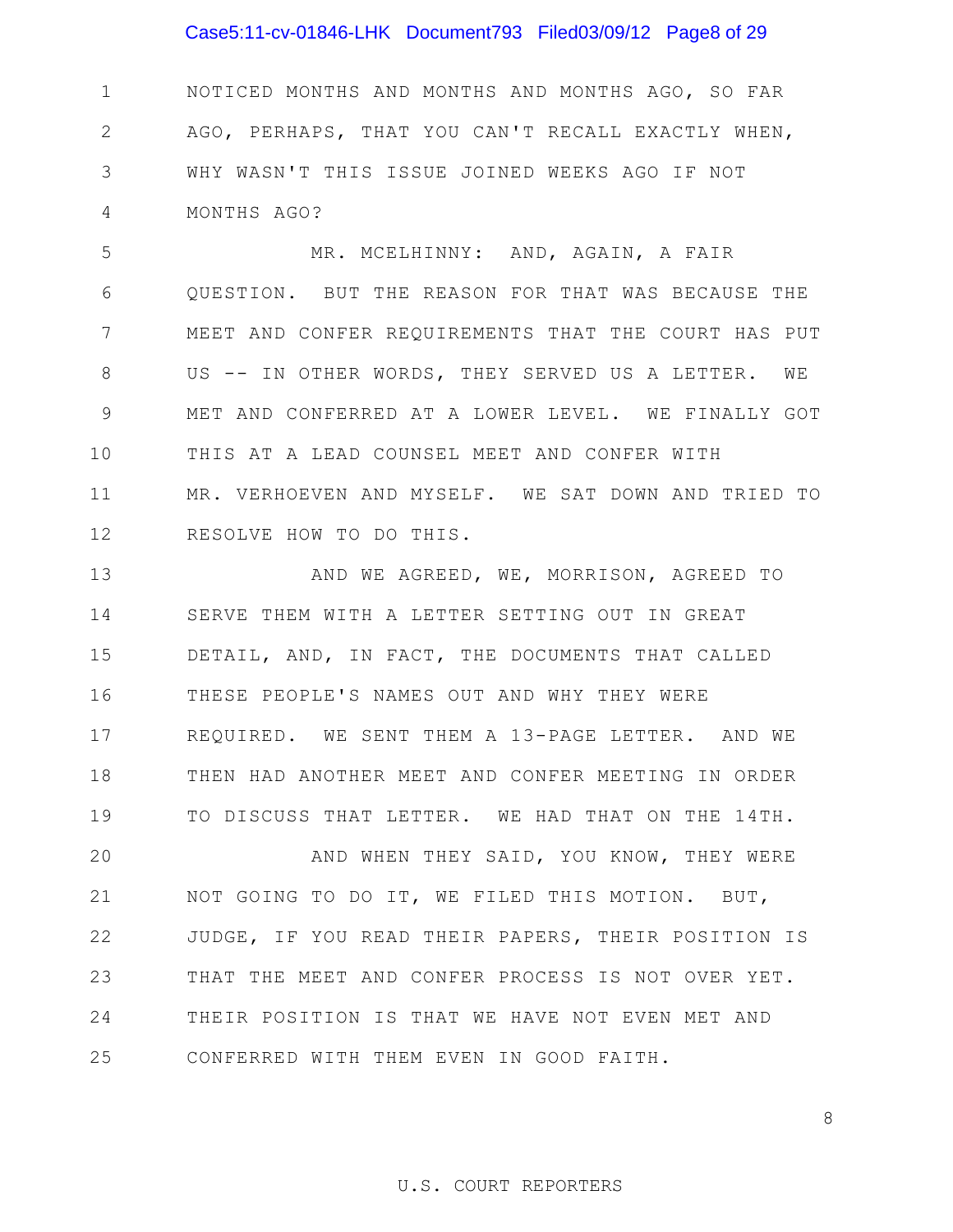NOTICED MONTHS AND MONTHS AND MONTHS AGO, SO FAR AGO, PERHAPS, THAT YOU CAN'T RECALL EXACTLY WHEN, WHY WASN'T THIS ISSUE JOINED WEEKS AGO IF NOT MONTHS AGO?

MR. MCELHINNY: AND, AGAIN, A FAIR QUESTION. BUT THE REASON FOR THAT WAS BECAUSE THE MEET AND CONFER REQUIREMENTS THAT THE COURT HAS PUT US -- IN OTHER WORDS, THEY SERVED US A LETTER. WE MET AND CONFERRED AT A LOWER LEVEL. WE FINALLY GOT THIS AT A LEAD COUNSEL MEET AND CONFER WITH MR. VERHOEVEN AND MYSELF. WE SAT DOWN AND TRIED TO RESOLVE HOW TO DO THIS.

AND WE AGREED, WE, MORRISON, AGREED TO SERVE THEM WITH A LETTER SETTING OUT IN GREAT DETAIL, AND, IN FACT, THE DOCUMENTS THAT CALLED THESE PEOPLE'S NAMES OUT AND WHY THEY WERE REQUIRED. WE SENT THEM A 13-PAGE LETTER. AND WE THEN HAD ANOTHER MEET AND CONFER MEETING IN ORDER TO DISCUSS THAT LETTER. WE HAD THAT ON THE 14TH.

AND WHEN THEY SAID, YOU KNOW, THEY WERE NOT GOING TO DO IT, WE FILED THIS MOTION. BUT, JUDGE, IF YOU READ THEIR PAPERS, THEIR POSITION IS THAT THE MEET AND CONFER PROCESS IS NOT OVER YET. THEIR POSITION IS THAT WE HAVE NOT EVEN MET AND CONFERRED WITH THEM EVEN IN GOOD FAITH.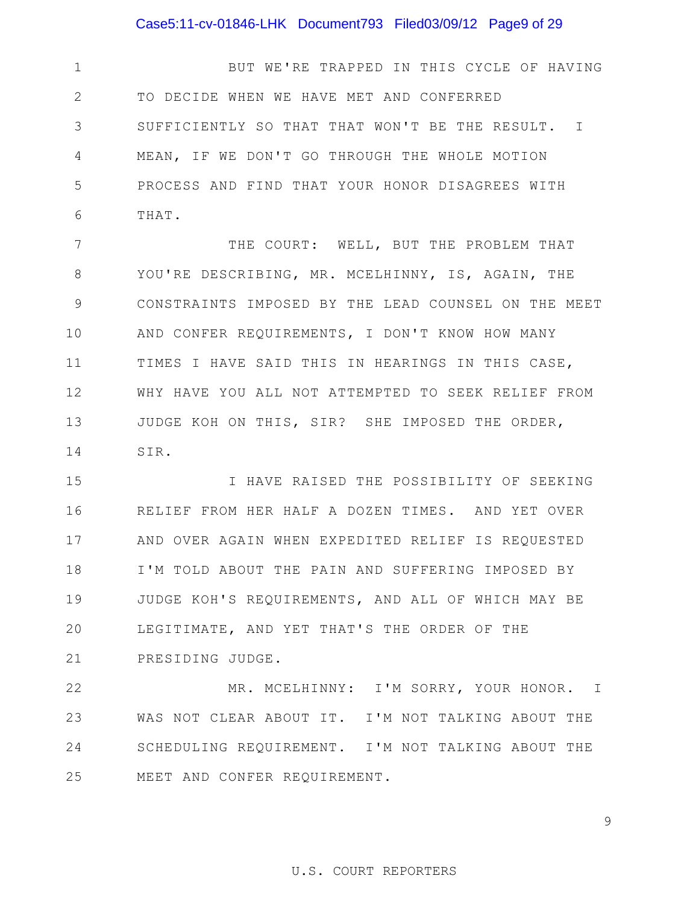BUT WE'RE TRAPPED IN THIS CYCLE OF HAVING TO DECIDE WHEN WE HAVE MET AND CONFERRED SUFFICIENTLY SO THAT THAT WON'T BE THE RESULT. I MEAN, IF WE DON'T GO THROUGH THE WHOLE MOTION PROCESS AND FIND THAT YOUR HONOR DISAGREES WITH THAT.

THE COURT: WELL, BUT THE PROBLEM THAT YOU'RE DESCRIBING, MR. MCELHINNY, IS, AGAIN, THE CONSTRAINTS IMPOSED BY THE LEAD COUNSEL ON THE MEET AND CONFER REQUIREMENTS, I DON'T KNOW HOW MANY TIMES I HAVE SAID THIS IN HEARINGS IN THIS CASE, WHY HAVE YOU ALL NOT ATTEMPTED TO SEEK RELIEF FROM JUDGE KOH ON THIS, SIR? SHE IMPOSED THE ORDER, SIR.

I HAVE RAISED THE POSSIBILITY OF SEEKING RELIEF FROM HER HALF A DOZEN TIMES. AND YET OVER AND OVER AGAIN WHEN EXPEDITED RELIEF IS REQUESTED I'M TOLD ABOUT THE PAIN AND SUFFERING IMPOSED BY JUDGE KOH'S REQUIREMENTS, AND ALL OF WHICH MAY BE LEGITIMATE, AND YET THAT'S THE ORDER OF THE PRESIDING JUDGE.

MR. MCELHINNY: I'M SORRY, YOUR HONOR. I WAS NOT CLEAR ABOUT IT. I'M NOT TALKING ABOUT THE SCHEDULING REQUIREMENT. I'M NOT TALKING ABOUT THE MEET AND CONFER REQUIREMENT.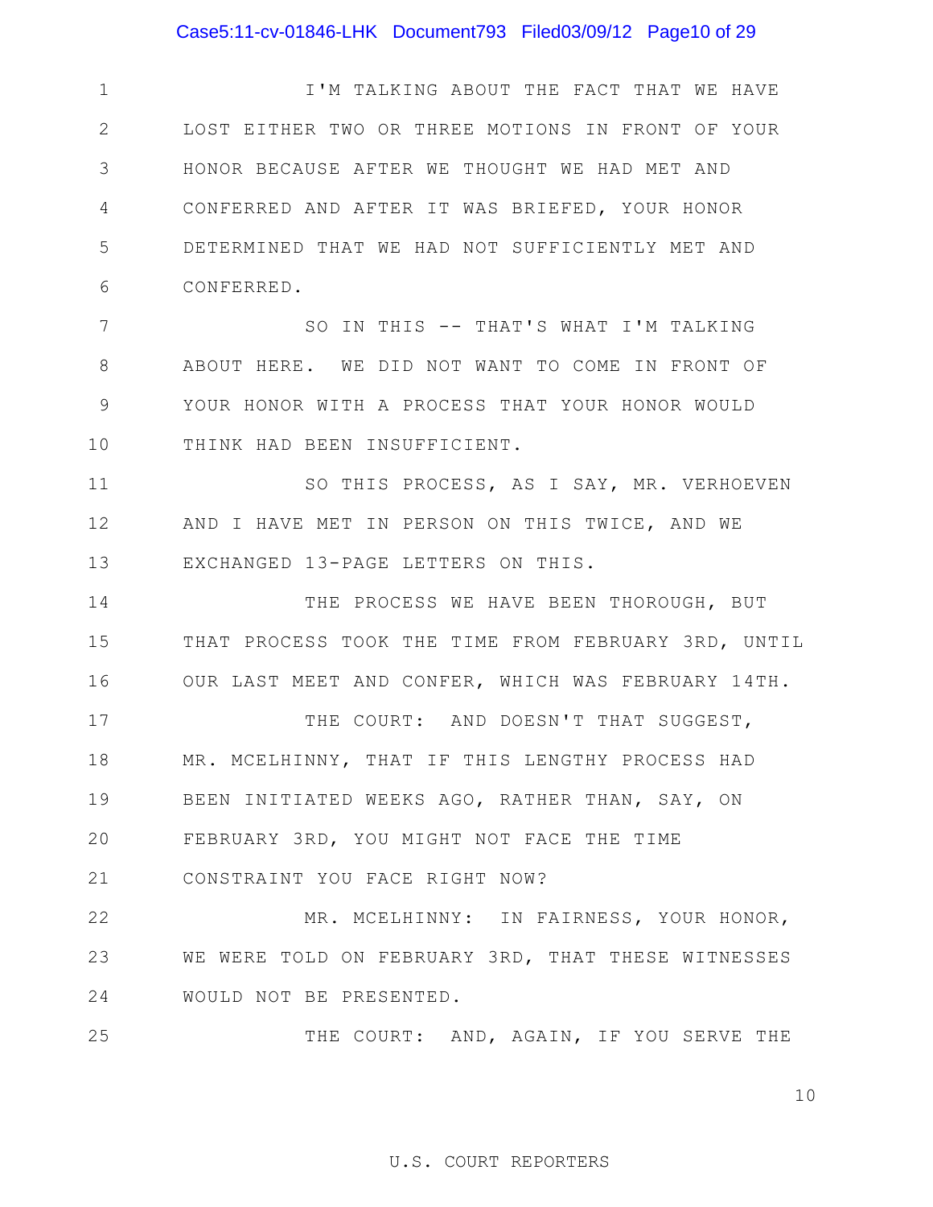I'M TALKING ABOUT THE FACT THAT WE HAVE LOST EITHER TWO OR THREE MOTIONS IN FRONT OF YOUR HONOR BECAUSE AFTER WE THOUGHT WE HAD MET AND CONFERRED AND AFTER IT WAS BRIEFED, YOUR HONOR DETERMINED THAT WE HAD NOT SUFFICIENTLY MET AND CONFERRED.

SO IN THIS -- THAT'S WHAT I'M TALKING ABOUT HERE. WE DID NOT WANT TO COME IN FRONT OF YOUR HONOR WITH A PROCESS THAT YOUR HONOR WOULD THINK HAD BEEN INSUFFICIENT.

SO THIS PROCESS, AS I SAY, MR. VERHOEVEN AND I HAVE MET IN PERSON ON THIS TWICE, AND WE EXCHANGED 13-PAGE LETTERS ON THIS.

THE PROCESS WE HAVE BEEN THOROUGH, BUT THAT PROCESS TOOK THE TIME FROM FEBRUARY 3RD, UNTIL OUR LAST MEET AND CONFER, WHICH WAS FEBRUARY 14TH.

THE COURT: AND DOESN'T THAT SUGGEST, MR. MCELHINNY, THAT IF THIS LENGTHY PROCESS HAD BEEN INITIATED WEEKS AGO, RATHER THAN, SAY, ON FEBRUARY 3RD, YOU MIGHT NOT FACE THE TIME CONSTRAINT YOU FACE RIGHT NOW?

MR. MCELHINNY: IN FAIRNESS, YOUR HONOR, WE WERE TOLD ON FEBRUARY 3RD, THAT THESE WITNESSES WOULD NOT BE PRESENTED.

THE COURT: AND, AGAIN, IF YOU SERVE THE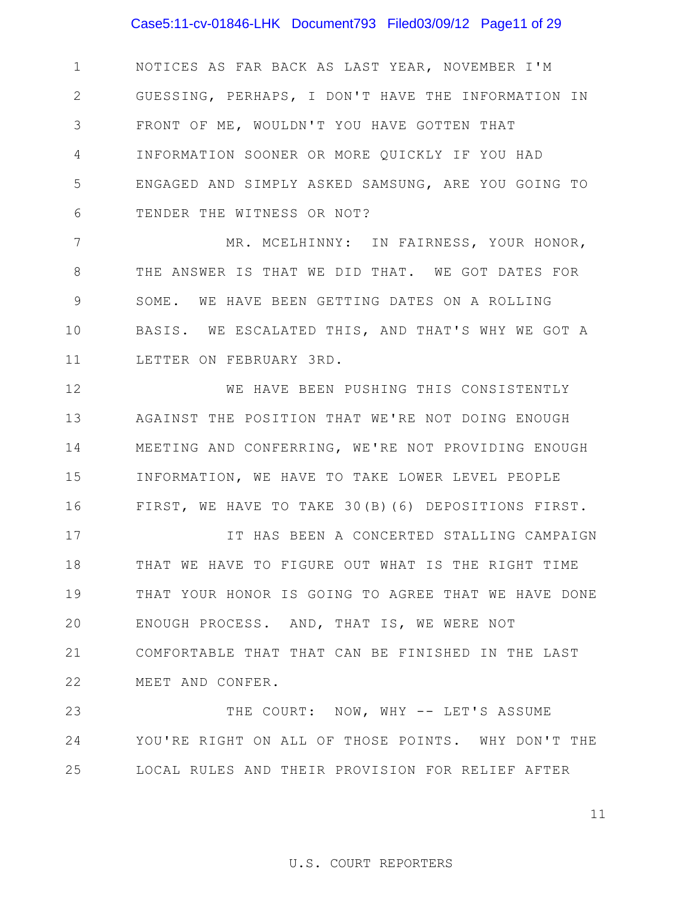NOTICES AS FAR BACK AS LAST YEAR, NOVEMBER I'M GUESSING, PERHAPS, I DON'T HAVE THE INFORMATION IN FRONT OF ME, WOULDN'T YOU HAVE GOTTEN THAT INFORMATION SOONER OR MORE QUICKLY IF YOU HAD ENGAGED AND SIMPLY ASKED SAMSUNG, ARE YOU GOING TO TENDER THE WITNESS OR NOT?

MR. MCELHINNY: IN FAIRNESS, YOUR HONOR, THE ANSWER IS THAT WE DID THAT. WE GOT DATES FOR SOME. WE HAVE BEEN GETTING DATES ON A ROLLING BASIS. WE ESCALATED THIS, AND THAT'S WHY WE GOT A LETTER ON FEBRUARY 3RD.

WE HAVE BEEN PUSHING THIS CONSISTENTLY AGAINST THE POSITION THAT WE'RE NOT DOING ENOUGH MEETING AND CONFERRING, WE'RE NOT PROVIDING ENOUGH INFORMATION, WE HAVE TO TAKE LOWER LEVEL PEOPLE FIRST, WE HAVE TO TAKE 30(B)(6) DEPOSITIONS FIRST.

IT HAS BEEN A CONCERTED STALLING CAMPAIGN THAT WE HAVE TO FIGURE OUT WHAT IS THE RIGHT TIME THAT YOUR HONOR IS GOING TO AGREE THAT WE HAVE DONE ENOUGH PROCESS. AND, THAT IS, WE WERE NOT COMFORTABLE THAT THAT CAN BE FINISHED IN THE LAST MEET AND CONFER.

THE COURT: NOW, WHY -- LET'S ASSUME YOU'RE RIGHT ON ALL OF THOSE POINTS. WHY DON'T THE LOCAL RULES AND THEIR PROVISION FOR RELIEF AFTER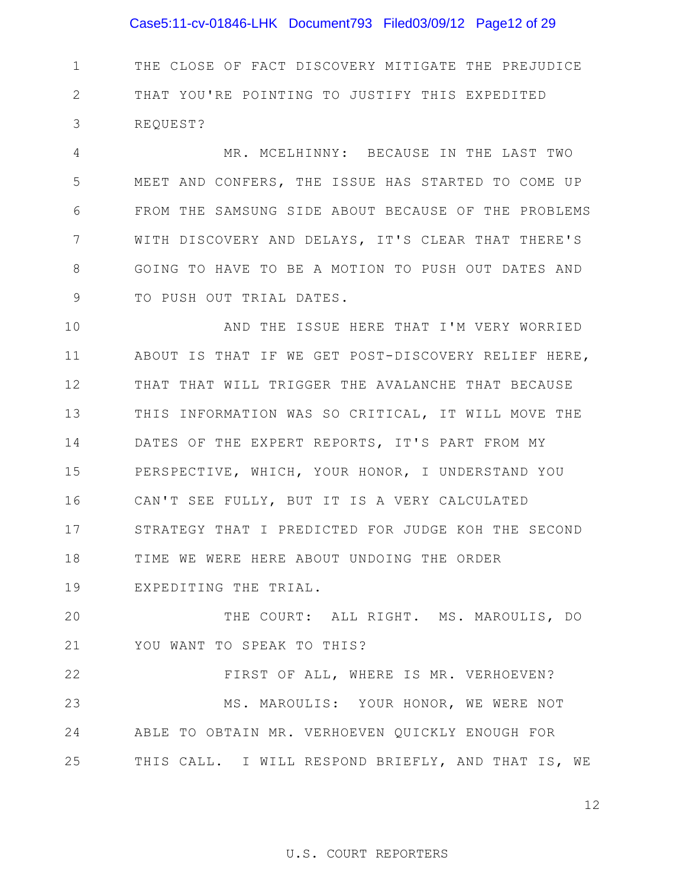THE CLOSE OF FACT DISCOVERY MITIGATE THE PREJUDICE THAT YOU'RE POINTING TO JUSTIFY THIS EXPEDITED REQUEST?

MR. MCELHINNY: BECAUSE IN THE LAST TWO MEET AND CONFERS, THE ISSUE HAS STARTED TO COME UP FROM THE SAMSUNG SIDE ABOUT BECAUSE OF THE PROBLEMS WITH DISCOVERY AND DELAYS, IT'S CLEAR THAT THERE'S GOING TO HAVE TO BE A MOTION TO PUSH OUT DATES AND TO PUSH OUT TRIAL DATES.

AND THE ISSUE HERE THAT I'M VERY WORRIED ABOUT IS THAT IF WE GET POST-DISCOVERY RELIEF HERE, THAT THAT WILL TRIGGER THE AVALANCHE THAT BECAUSE THIS INFORMATION WAS SO CRITICAL, IT WILL MOVE THE DATES OF THE EXPERT REPORTS, IT'S PART FROM MY PERSPECTIVE, WHICH, YOUR HONOR, I UNDERSTAND YOU CAN'T SEE FULLY, BUT IT IS A VERY CALCULATED STRATEGY THAT I PREDICTED FOR JUDGE KOH THE SECOND TIME WE WERE HERE ABOUT UNDOING THE ORDER EXPEDITING THE TRIAL.

THE COURT: ALL RIGHT. MS. MAROULIS, DO YOU WANT TO SPEAK TO THIS?

FIRST OF ALL, WHERE IS MR. VERHOEVEN?

MS. MAROULIS: YOUR HONOR, WE WERE NOT ABLE TO OBTAIN MR. VERHOEVEN QUICKLY ENOUGH FOR THIS CALL. I WILL RESPOND BRIEFLY, AND THAT IS, WE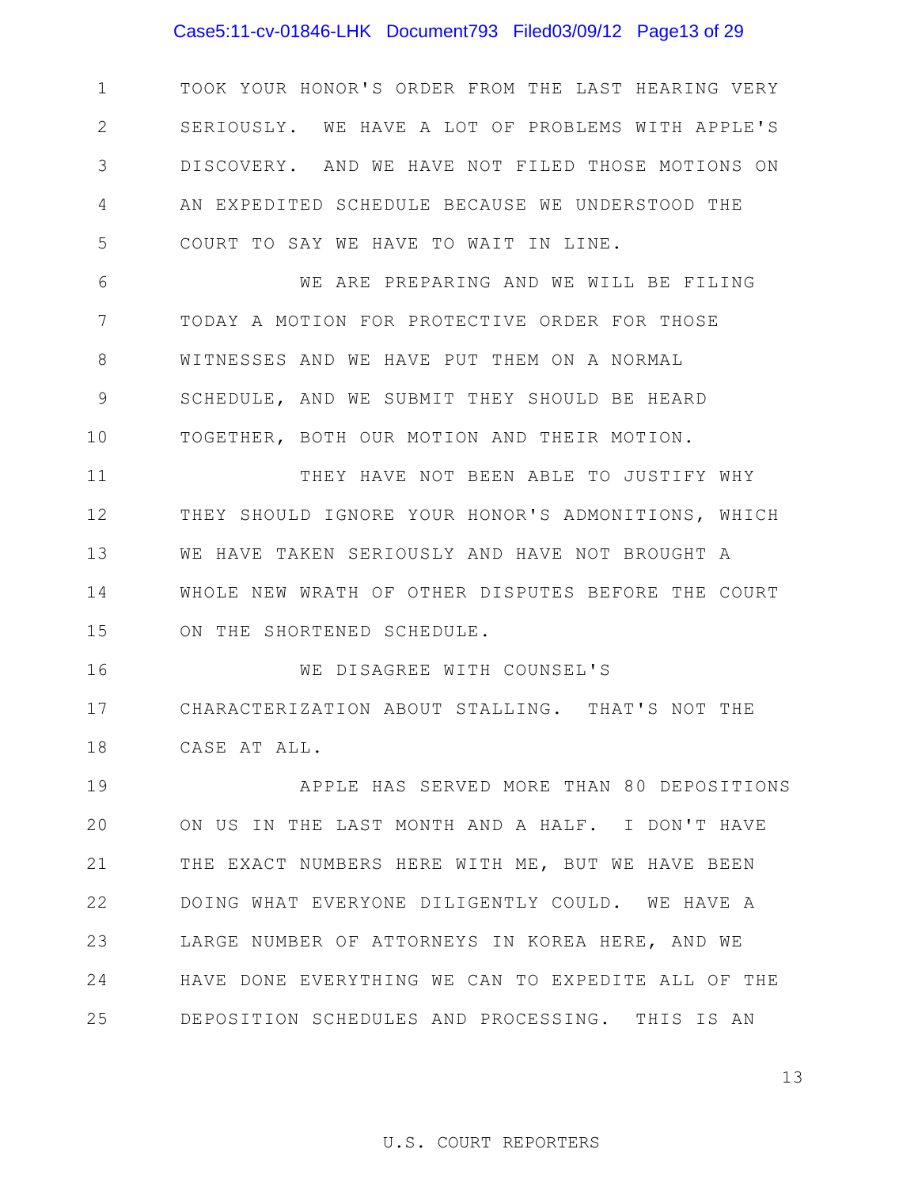TOOK YOUR HONOR'S ORDER FROM THE LAST HEARING VERY SERIOUSLY. WE HAVE A LOT OF PROBLEMS WITH APPLE'S DISCOVERY. AND WE HAVE NOT FILED THOSE MOTIONS ON AN EXPEDITED SCHEDULE BECAUSE WE UNDERSTOOD THE COURT TO SAY WE HAVE TO WAIT IN LINE.

WE ARE PREPARING AND WE WILL BE FILING TODAY A MOTION FOR PROTECTIVE ORDER FOR THOSE WITNESSES AND WE HAVE PUT THEM ON A NORMAL SCHEDULE, AND WE SUBMIT THEY SHOULD BE HEARD TOGETHER, BOTH OUR MOTION AND THEIR MOTION.

THEY HAVE NOT BEEN ABLE TO JUSTIFY WHY THEY SHOULD IGNORE YOUR HONOR'S ADMONITIONS, WHICH WE HAVE TAKEN SERIOUSLY AND HAVE NOT BROUGHT A WHOLE NEW WRATH OF OTHER DISPUTES BEFORE THE COURT ON THE SHORTENED SCHEDULE.

WE DISAGREE WITH COUNSEL'S CHARACTERIZATION ABOUT STALLING. THAT'S NOT THE CASE AT ALL.

APPLE HAS SERVED MORE THAN 80 DEPOSITIONS ON US IN THE LAST MONTH AND A HALF. I DON'T HAVE THE EXACT NUMBERS HERE WITH ME, BUT WE HAVE BEEN DOING WHAT EVERYONE DILIGENTLY COULD. WE HAVE A LARGE NUMBER OF ATTORNEYS IN KOREA HERE, AND WE HAVE DONE EVERYTHING WE CAN TO EXPEDITE ALL OF THE DEPOSITION SCHEDULES AND PROCESSING. THIS IS AN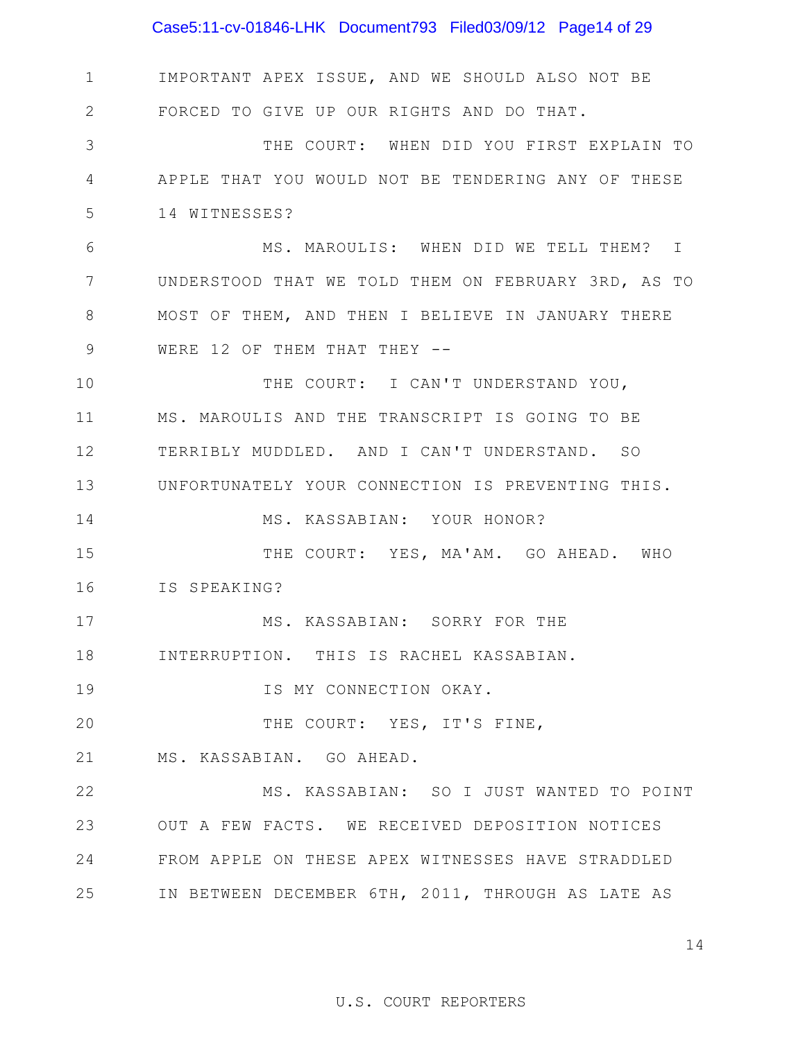1 IMPORTANT APEX ISSUE, AND WE SHOULD ALSO NOT BE
2 FORCED TO GIVE UP OUR RIGHTS AND DO THAT.
3 THE COURT: WHEN DID YOU FIRST EXPLAIN TO
4 APPLE THAT YOU WOULD NOT BE TENDERING ANY OF THESE
5 14 WITNESSES?
6 MS. MAROULIS: WHEN DID WE TELL THEM? I
7 UNDERSTOOD THAT WE TOLD THEM ON FEBRUARY 3RD, AS TO
8 MOST OF THEM, AND THEN I BELIEVE IN JANUARY THERE
9 WERE 12 OF THEM THAT THEY --
10 THE COURT: I CAN'T UNDERSTAND YOU,
11 MS. MAROULIS AND THE TRANSCRIPT IS GOING TO BE
12 TERRIBLY MUDDLED. AND I CAN'T UNDERSTAND. SO
13 UNFORTUNATELY YOUR CONNECTION IS PREVENTING THIS.
14 MS. KASSABIAN: YOUR HONOR?
15 THE COURT: YES, MA'AM. GO AHEAD. WHO
16 IS SPEAKING?
17 MS. KASSABIAN: SORRY FOR THE
18 INTERRUPTION. THIS IS RACHEL KASSABIAN.
19 IS MY CONNECTION OKAY.
20 THE COURT: YES, IT'S FINE,
21 MS. KASSABIAN. GO AHEAD.
22 MS. KASSABIAN: SO I JUST WANTED TO POINT
23 OUT A FEW FACTS. WE RECEIVED DEPOSITION NOTICES
24 FROM APPLE ON THESE APEX WITNESSES HAVE STRADDLED
25 IN BETWEEN DECEMBER 6TH, 2011, THROUGH AS LATE AS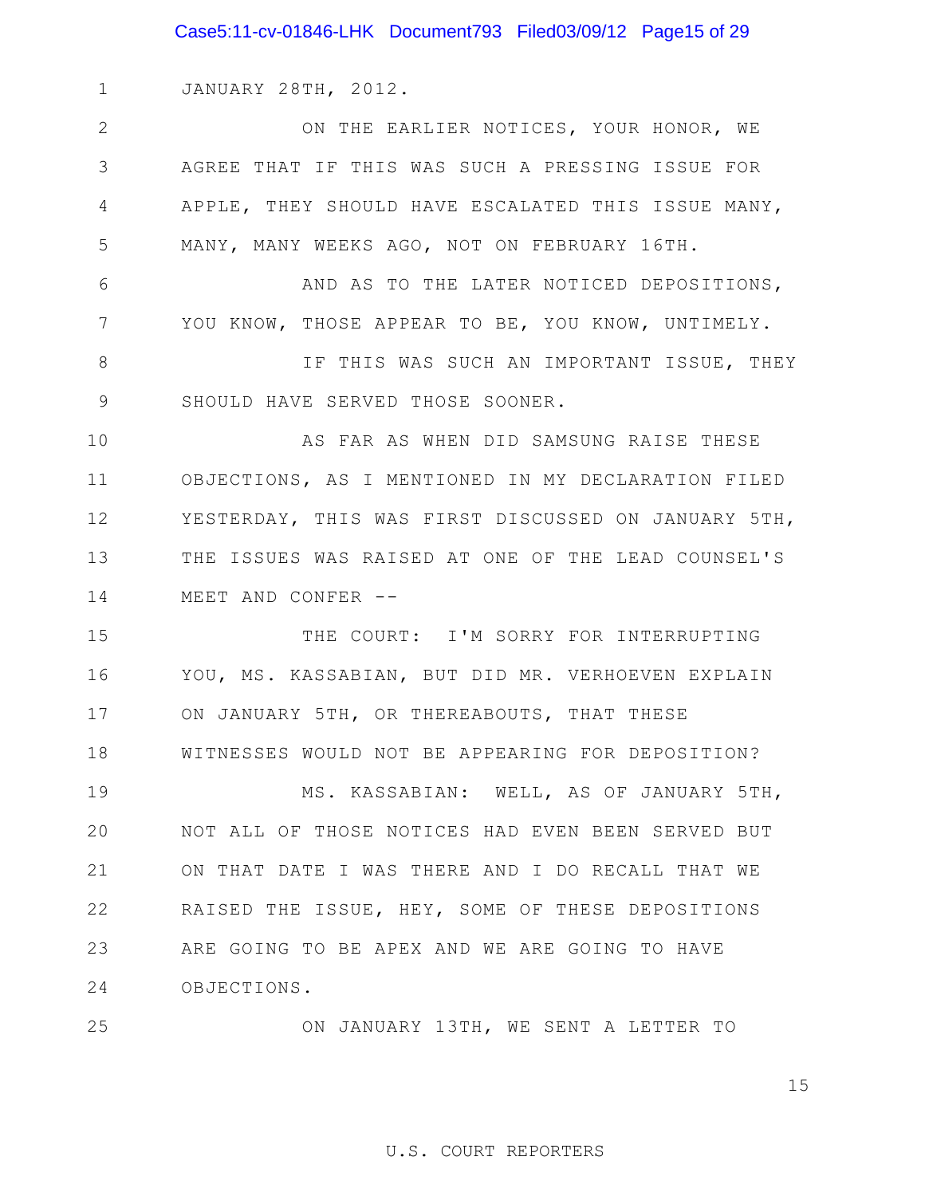1 JANUARY 28TH, 2012.

2 ON THE EARLIER NOTICES, YOUR HONOR, WE

3 AGREE THAT IF THIS WAS SUCH A PRESSING ISSUE FOR

4 APPLE, THEY SHOULD HAVE ESCALATED THIS ISSUE MANY,

5 MANY, MANY WEEKS AGO, NOT ON FEBRUARY 16TH.

6 AND AS TO THE LATER NOTICED DEPOSITIONS,

7 YOU KNOW, THOSE APPEAR TO BE, YOU KNOW, UNTIMELY.

8 IF THIS WAS SUCH AN IMPORTANT ISSUE, THEY

9 SHOULD HAVE SERVED THOSE SOONER.

10 AS FAR AS WHEN DID SAMSUNG RAISE THESE

11 OBJECTIONS, AS I MENTIONED IN MY DECLARATION FILED

12 YESTERDAY, THIS WAS FIRST DISCUSSED ON JANUARY 5TH,

13 THE ISSUES WAS RAISED AT ONE OF THE LEAD COUNSEL'S

14 MEET AND CONFER --

15 THE COURT: I'M SORRY FOR INTERRUPTING

16 YOU, MS. KASSABIAN, BUT DID MR. VERHOEVEN EXPLAIN

17 ON JANUARY 5TH, OR THEREABOUTS, THAT THESE

18 WITNESSES WOULD NOT BE APPEARING FOR DEPOSITION?

19 MS. KASSABIAN: WELL, AS OF JANUARY 5TH,

20 NOT ALL OF THOSE NOTICES HAD EVEN BEEN SERVED BUT

21 ON THAT DATE I WAS THERE AND I DO RECALL THAT WE

22 RAISED THE ISSUE, HEY, SOME OF THESE DEPOSITIONS

23 ARE GOING TO BE APEX AND WE ARE GOING TO HAVE

24 OBJECTIONS.

25 ON JANUARY 13TH, WE SENT A LETTER TO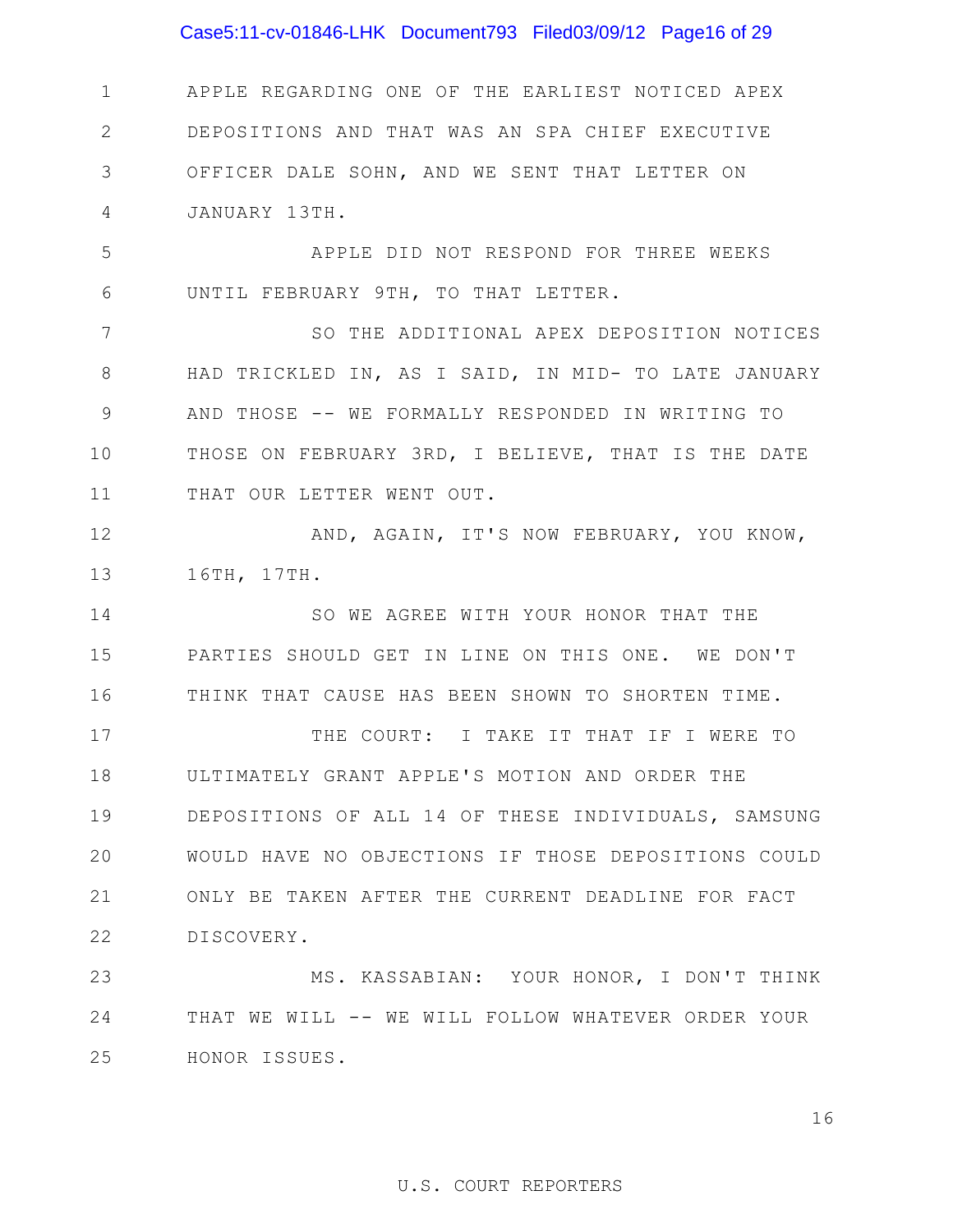APPLE REGARDING ONE OF THE EARLIEST NOTICED APEX DEPOSITIONS AND THAT WAS AN SPA CHIEF EXECUTIVE OFFICER DALE SOHN, AND WE SENT THAT LETTER ON JANUARY 13TH.

APPLE DID NOT RESPOND FOR THREE WEEKS UNTIL FEBRUARY 9TH, TO THAT LETTER.

SO THE ADDITIONAL APEX DEPOSITION NOTICES HAD TRICKLED IN, AS I SAID, IN MID- TO LATE JANUARY AND THOSE -- WE FORMALLY RESPONDED IN WRITING TO THOSE ON FEBRUARY 3RD, I BELIEVE, THAT IS THE DATE THAT OUR LETTER WENT OUT.

AND, AGAIN, IT'S NOW FEBRUARY, YOU KNOW, 16TH, 17TH.

SO WE AGREE WITH YOUR HONOR THAT THE PARTIES SHOULD GET IN LINE ON THIS ONE. WE DON'T THINK THAT CAUSE HAS BEEN SHOWN TO SHORTEN TIME.

THE COURT: I TAKE IT THAT IF I WERE TO ULTIMATELY GRANT APPLE'S MOTION AND ORDER THE DEPOSITIONS OF ALL 14 OF THESE INDIVIDUALS, SAMSUNG WOULD HAVE NO OBJECTIONS IF THOSE DEPOSITIONS COULD ONLY BE TAKEN AFTER THE CURRENT DEADLINE FOR FACT DISCOVERY.

MS. KASSABIAN: YOUR HONOR, I DON'T THINK THAT WE WILL -- WE WILL FOLLOW WHATEVER ORDER YOUR HONOR ISSUES.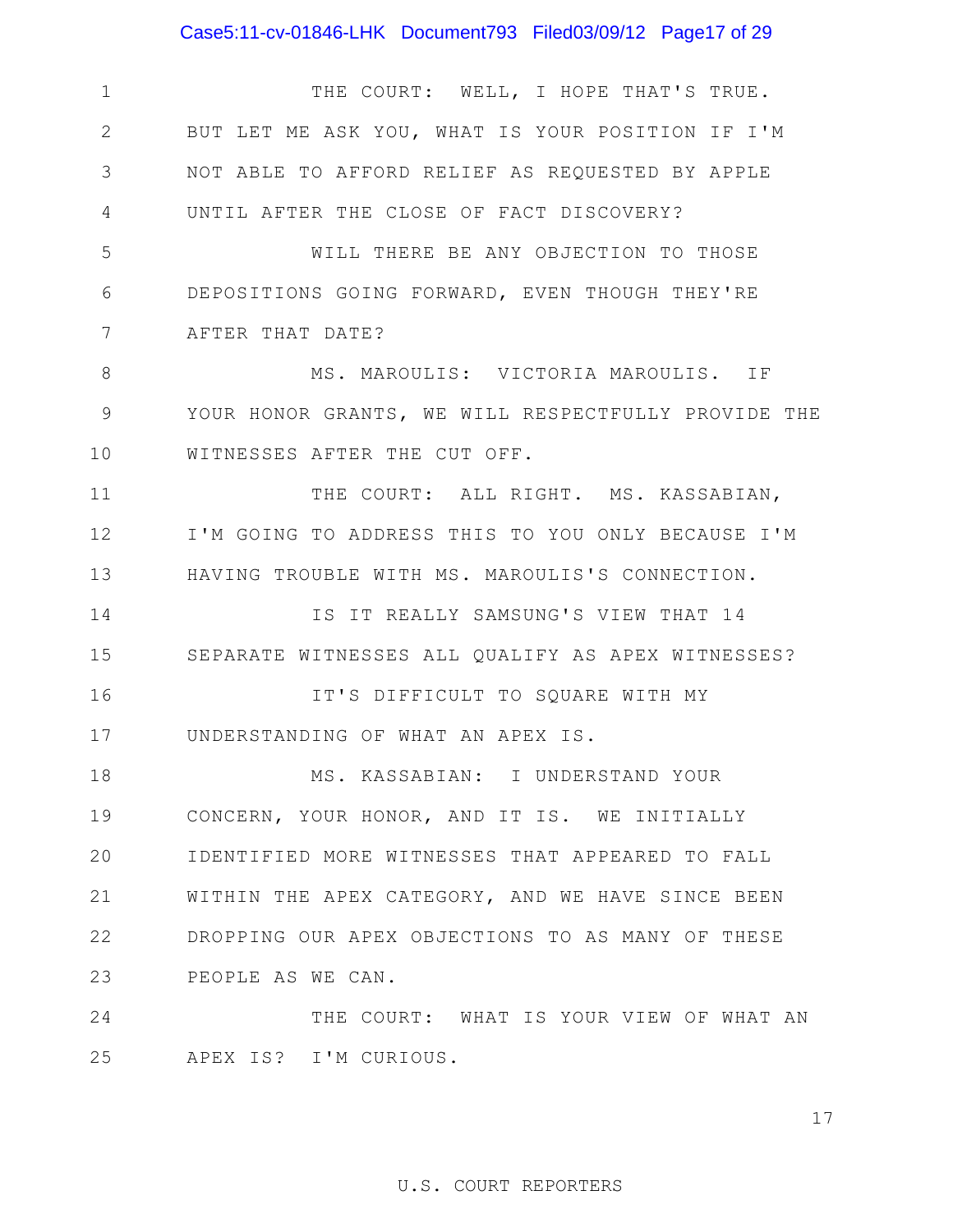THE COURT: WELL, I HOPE THAT'S TRUE. BUT LET ME ASK YOU, WHAT IS YOUR POSITION IF I'M NOT ABLE TO AFFORD RELIEF AS REQUESTED BY APPLE UNTIL AFTER THE CLOSE OF FACT DISCOVERY?

WILL THERE BE ANY OBJECTION TO THOSE DEPOSITIONS GOING FORWARD, EVEN THOUGH THEY'RE AFTER THAT DATE?

MS. MAROULIS: VICTORIA MAROULIS. IF YOUR HONOR GRANTS, WE WILL RESPECTFULLY PROVIDE THE WITNESSES AFTER THE CUT OFF.

THE COURT: ALL RIGHT. MS. KASSABIAN, I'M GOING TO ADDRESS THIS TO YOU ONLY BECAUSE I'M HAVING TROUBLE WITH MS. MAROULIS'S CONNECTION.

IS IT REALLY SAMSUNG'S VIEW THAT 14 SEPARATE WITNESSES ALL QUALIFY AS APEX WITNESSES?

IT'S DIFFICULT TO SQUARE WITH MY UNDERSTANDING OF WHAT AN APEX IS.

MS. KASSABIAN: I UNDERSTAND YOUR CONCERN, YOUR HONOR, AND IT IS. WE INITIALLY IDENTIFIED MORE WITNESSES THAT APPEARED TO FALL WITHIN THE APEX CATEGORY, AND WE HAVE SINCE BEEN DROPPING OUR APEX OBJECTIONS TO AS MANY OF THESE PEOPLE AS WE CAN.

THE COURT: WHAT IS YOUR VIEW OF WHAT AN APEX IS? I'M CURIOUS.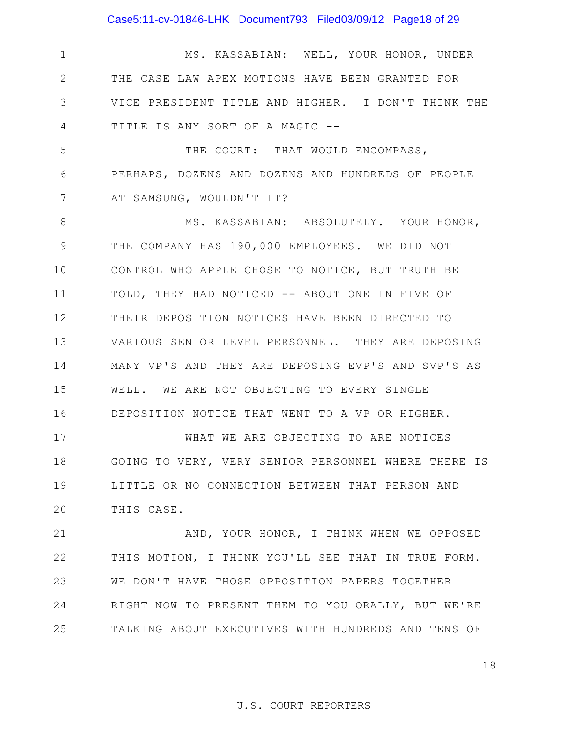1 MS. KASSABIAN: WELL, YOUR HONOR, UNDER
2 THE CASE LAW APEX MOTIONS HAVE BEEN GRANTED FOR
3 VICE PRESIDENT TITLE AND HIGHER. I DON'T THINK THE
4 TITLE IS ANY SORT OF A MAGIC --
5 THE COURT: THAT WOULD ENCOMPASS,
6 PERHAPS, DOZENS AND DOZENS AND HUNDREDS OF PEOPLE
7 AT SAMSUNG, WOULDN'T IT?
8 MS. KASSABIAN: ABSOLUTELY. YOUR HONOR,
9 THE COMPANY HAS 190,000 EMPLOYEES. WE DID NOT
10 CONTROL WHO APPLE CHOSE TO NOTICE, BUT TRUTH BE
11 TOLD, THEY HAD NOTICED -- ABOUT ONE IN FIVE OF
12 THEIR DEPOSITION NOTICES HAVE BEEN DIRECTED TO
13 VARIOUS SENIOR LEVEL PERSONNEL. THEY ARE DEPOSING
14 MANY VP'S AND THEY ARE DEPOSING EVP'S AND SVP'S AS
15 WELL. WE ARE NOT OBJECTING TO EVERY SINGLE
16 DEPOSITION NOTICE THAT WENT TO A VP OR HIGHER.
17 WHAT WE ARE OBJECTING TO ARE NOTICES
18 GOING TO VERY, VERY SENIOR PERSONNEL WHERE THERE IS
19 LITTLE OR NO CONNECTION BETWEEN THAT PERSON AND
20 THIS CASE.
21 AND, YOUR HONOR, I THINK WHEN WE OPPOSED
22 THIS MOTION, I THINK YOU'LL SEE THAT IN TRUE FORM.
23 WE DON'T HAVE THOSE OPPOSITION PAPERS TOGETHER
24 RIGHT NOW TO PRESENT THEM TO YOU ORALLY, BUT WE'RE
25 TALKING ABOUT EXECUTIVES WITH HUNDREDS AND TENS OF

U.S. COURT REPORTERS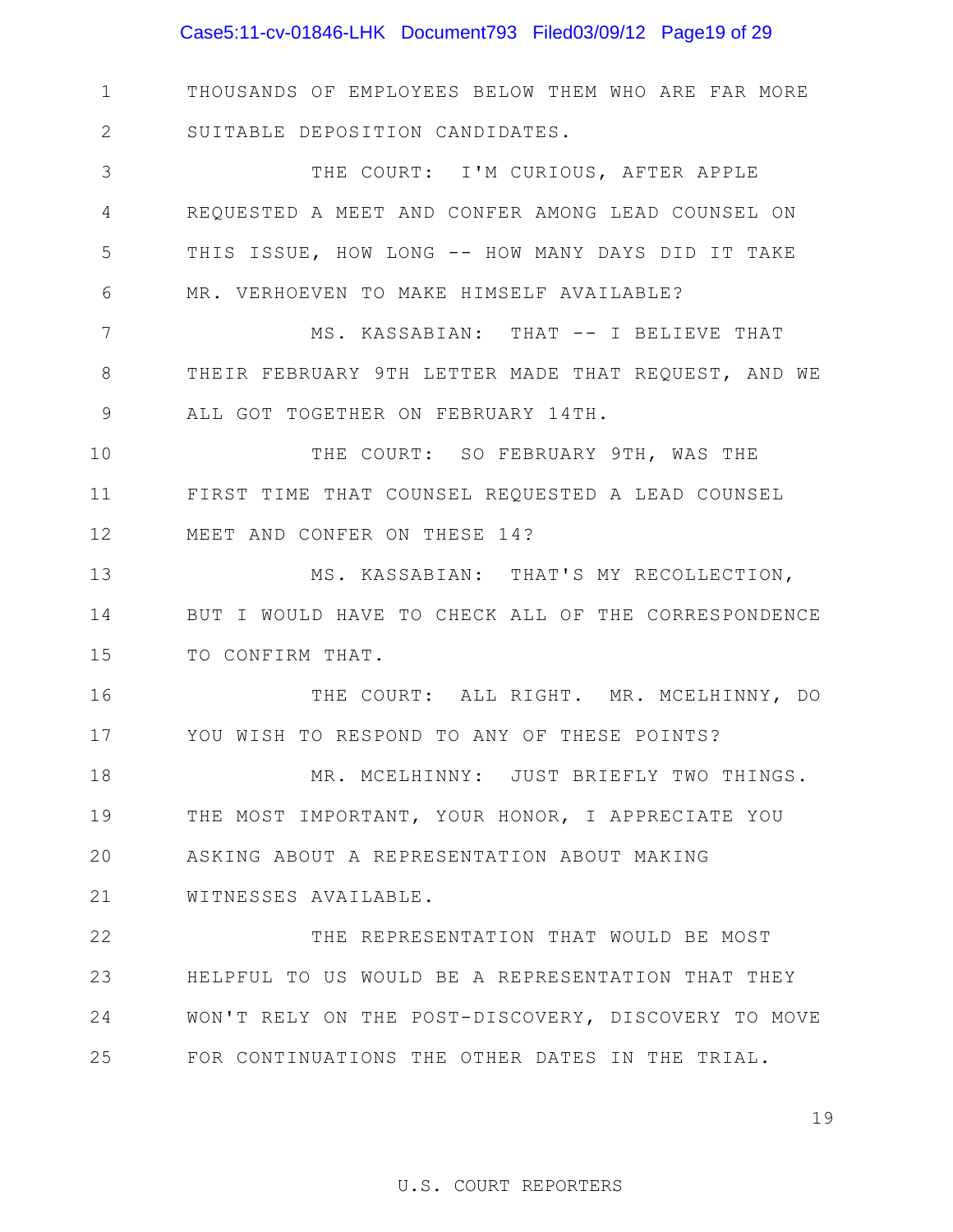1 THOUSANDS OF EMPLOYEES BELOW THEM WHO ARE FAR MORE
2 SUITABLE DEPOSITION CANDIDATES.
3 THE COURT: I'M CURIOUS, AFTER APPLE
4 REQUESTED A MEET AND CONFER AMONG LEAD COUNSEL ON
5 THIS ISSUE, HOW LONG -- HOW MANY DAYS DID IT TAKE
6 MR. VERHOEVEN TO MAKE HIMSELF AVAILABLE?
7 MS. KASSABIAN: THAT -- I BELIEVE THAT
8 THEIR FEBRUARY 9TH LETTER MADE THAT REQUEST, AND WE
9 ALL GOT TOGETHER ON FEBRUARY 14TH.
10 THE COURT: SO FEBRUARY 9TH, WAS THE
11 FIRST TIME THAT COUNSEL REQUESTED A LEAD COUNSEL
12 MEET AND CONFER ON THESE 14?
13 MS. KASSABIAN: THAT'S MY RECOLLECTION,
14 BUT I WOULD HAVE TO CHECK ALL OF THE CORRESPONDENCE
15 TO CONFIRM THAT.
16 THE COURT: ALL RIGHT. MR. MCELHINNY, DO
17 YOU WISH TO RESPOND TO ANY OF THESE POINTS?
18 MR. MCELHINNY: JUST BRIEFLY TWO THINGS.
19 THE MOST IMPORTANT, YOUR HONOR, I APPRECIATE YOU
20 ASKING ABOUT A REPRESENTATION ABOUT MAKING
21 WITNESSES AVAILABLE.
22 THE REPRESENTATION THAT WOULD BE MOST
23 HELPFUL TO US WOULD BE A REPRESENTATION THAT THEY
24 WON'T RELY ON THE POST-DISCOVERY, DISCOVERY TO MOVE
25 FOR CONTINUATIONS THE OTHER DATES IN THE TRIAL.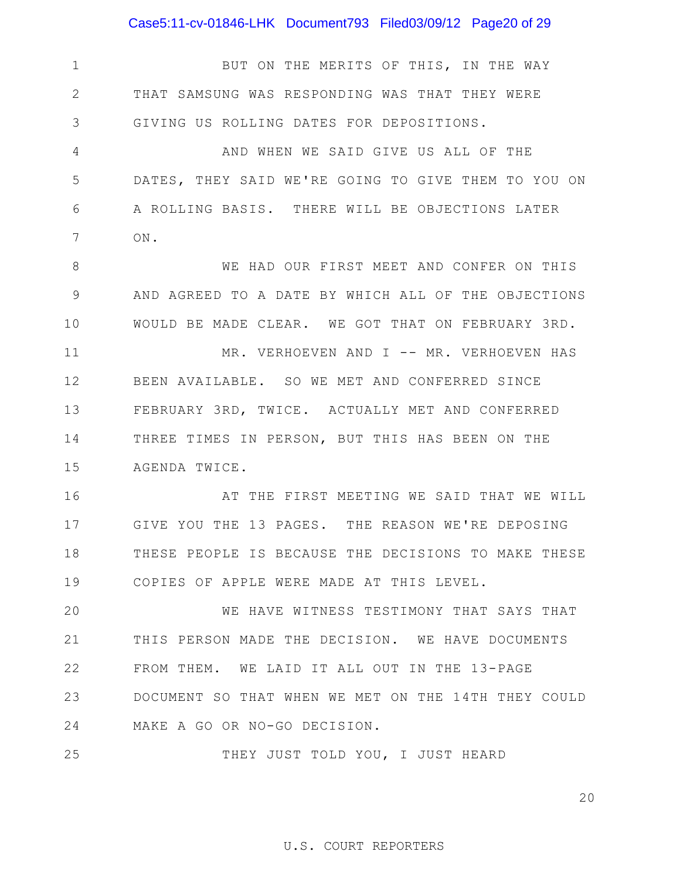BUT ON THE MERITS OF THIS, IN THE WAY THAT SAMSUNG WAS RESPONDING WAS THAT THEY WERE GIVING US ROLLING DATES FOR DEPOSITIONS.

AND WHEN WE SAID GIVE US ALL OF THE DATES, THEY SAID WE'RE GOING TO GIVE THEM TO YOU ON A ROLLING BASIS. THERE WILL BE OBJECTIONS LATER ON.

WE HAD OUR FIRST MEET AND CONFER ON THIS AND AGREED TO A DATE BY WHICH ALL OF THE OBJECTIONS WOULD BE MADE CLEAR. WE GOT THAT ON FEBRUARY 3RD.

MR. VERHOEVEN AND I -- MR. VERHOEVEN HAS BEEN AVAILABLE. SO WE MET AND CONFERRED SINCE FEBRUARY 3RD, TWICE. ACTUALLY MET AND CONFERRED THREE TIMES IN PERSON, BUT THIS HAS BEEN ON THE AGENDA TWICE.

AT THE FIRST MEETING WE SAID THAT WE WILL GIVE YOU THE 13 PAGES. THE REASON WE'RE DEPOSING THESE PEOPLE IS BECAUSE THE DECISIONS TO MAKE THESE COPIES OF APPLE WERE MADE AT THIS LEVEL.

WE HAVE WITNESS TESTIMONY THAT SAYS THAT THIS PERSON MADE THE DECISION. WE HAVE DOCUMENTS FROM THEM. WE LAID IT ALL OUT IN THE 13-PAGE DOCUMENT SO THAT WHEN WE MET ON THE 14TH THEY COULD MAKE A GO OR NO-GO DECISION.

THEY JUST TOLD YOU, I JUST HEARD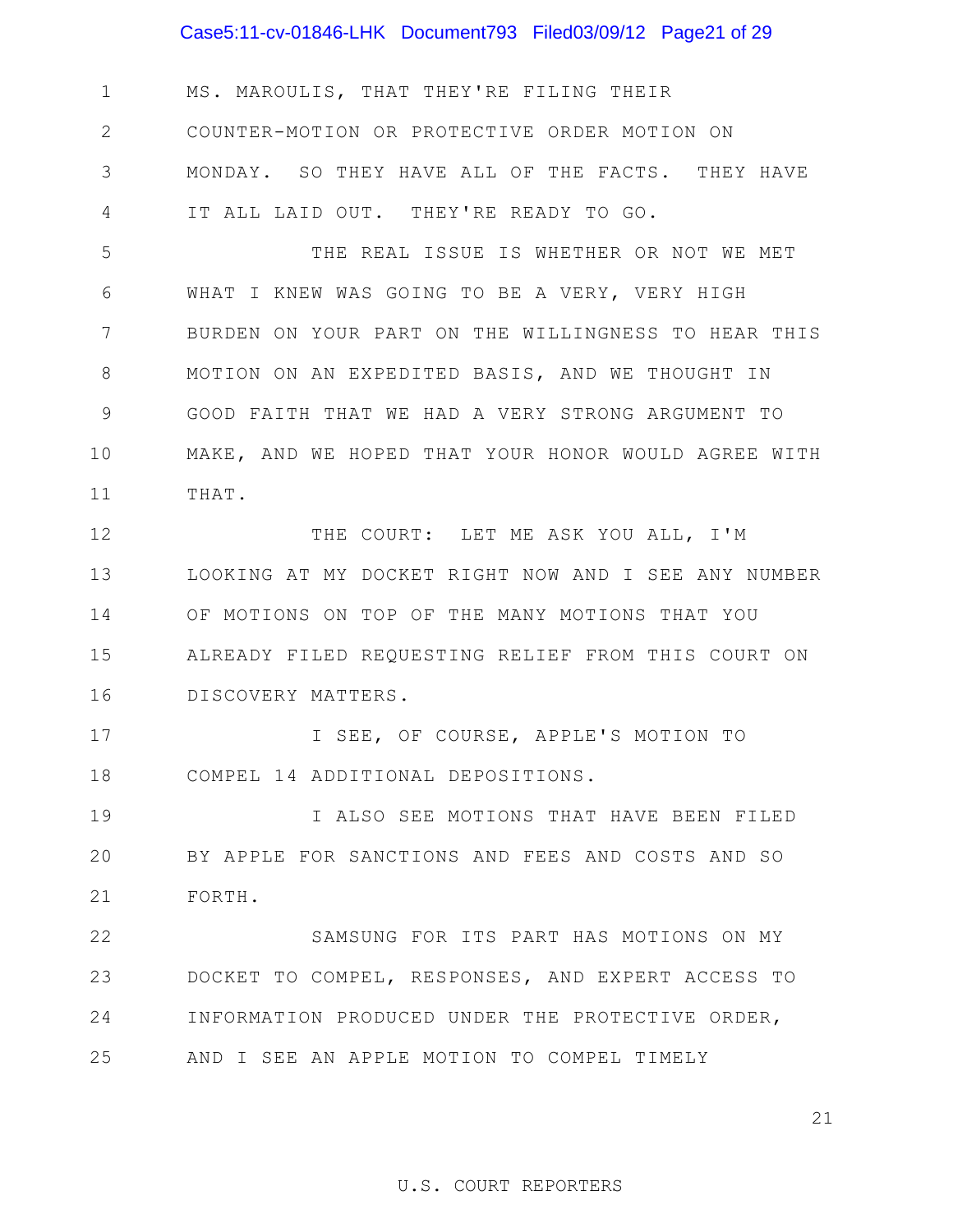MS. MAROULIS, THAT THEY'RE FILING THEIR COUNTER-MOTION OR PROTECTIVE ORDER MOTION ON MONDAY. SO THEY HAVE ALL OF THE FACTS. THEY HAVE IT ALL LAID OUT. THEY'RE READY TO GO.

THE REAL ISSUE IS WHETHER OR NOT WE MET WHAT I KNEW WAS GOING TO BE A VERY, VERY HIGH BURDEN ON YOUR PART ON THE WILLINGNESS TO HEAR THIS MOTION ON AN EXPEDITED BASIS, AND WE THOUGHT IN GOOD FAITH THAT WE HAD A VERY STRONG ARGUMENT TO MAKE, AND WE HOPED THAT YOUR HONOR WOULD AGREE WITH THAT.

THE COURT: LET ME ASK YOU ALL, I'M LOOKING AT MY DOCKET RIGHT NOW AND I SEE ANY NUMBER OF MOTIONS ON TOP OF THE MANY MOTIONS THAT YOU ALREADY FILED REQUESTING RELIEF FROM THIS COURT ON DISCOVERY MATTERS.

I SEE, OF COURSE, APPLE'S MOTION TO COMPEL 14 ADDITIONAL DEPOSITIONS.

I ALSO SEE MOTIONS THAT HAVE BEEN FILED BY APPLE FOR SANCTIONS AND FEES AND COSTS AND SO FORTH.

SAMSUNG FOR ITS PART HAS MOTIONS ON MY DOCKET TO COMPEL, RESPONSES, AND EXPERT ACCESS TO INFORMATION PRODUCED UNDER THE PROTECTIVE ORDER, AND I SEE AN APPLE MOTION TO COMPEL TIMELY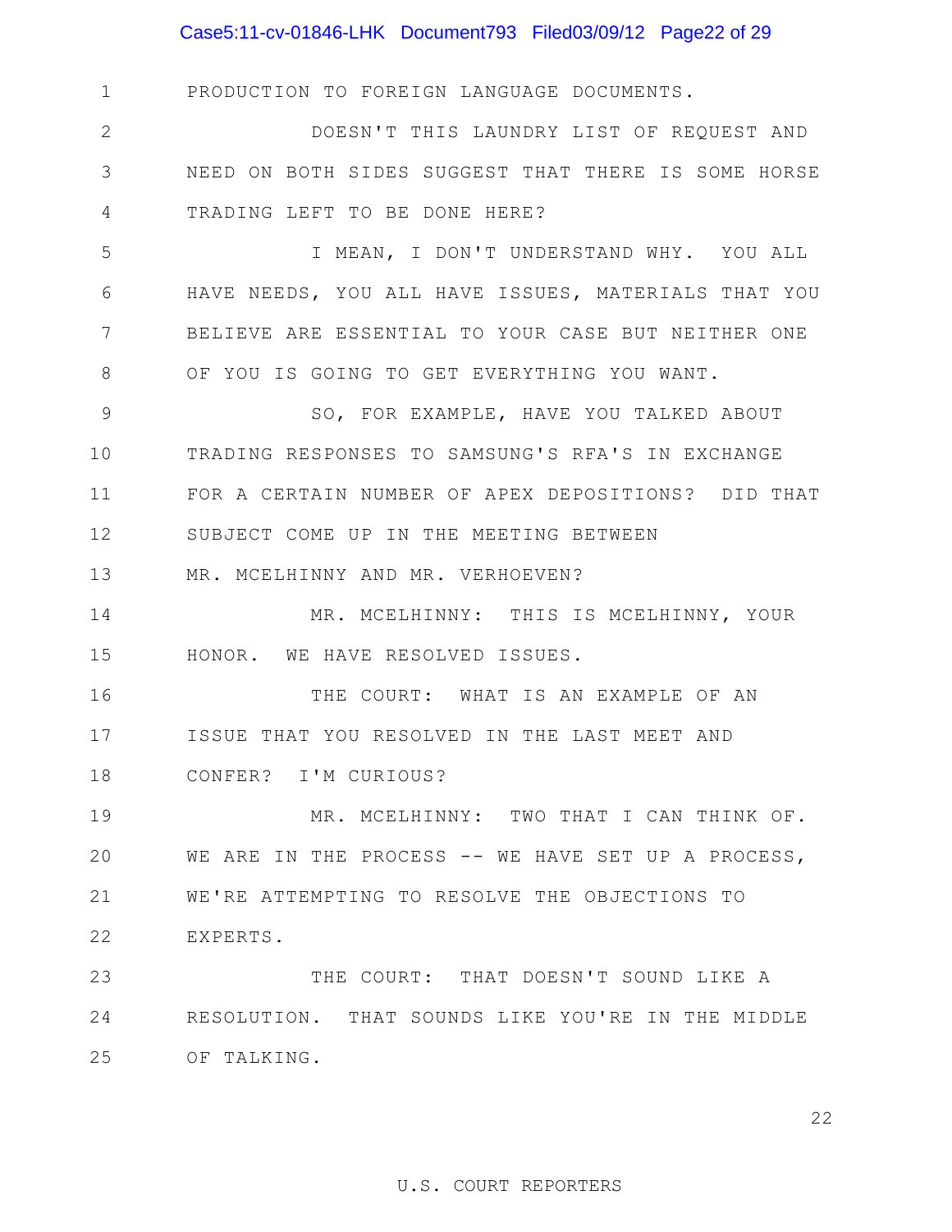1 PRODUCTION TO FOREIGN LANGUAGE DOCUMENTS.

2 DOESN'T THIS LAUNDRY LIST OF REQUEST AND

3 NEED ON BOTH SIDES SUGGEST THAT THERE IS SOME HORSE

4 TRADING LEFT TO BE DONE HERE?

5 I MEAN, I DON'T UNDERSTAND WHY. YOU ALL

6 HAVE NEEDS, YOU ALL HAVE ISSUES, MATERIALS THAT YOU

7 BELIEVE ARE ESSENTIAL TO YOUR CASE BUT NEITHER ONE

8 OF YOU IS GOING TO GET EVERYTHING YOU WANT.

9 SO, FOR EXAMPLE, HAVE YOU TALKED ABOUT

10 TRADING RESPONSES TO SAMSUNG'S RFA'S IN EXCHANGE

11 FOR A CERTAIN NUMBER OF APEX DEPOSITIONS? DID THAT

12 SUBJECT COME UP IN THE MEETING BETWEEN

13 MR. MCELHINNY AND MR. VERHOEVEN?

14 MR. MCELHINNY: THIS IS MCELHINNY, YOUR

15 HONOR. WE HAVE RESOLVED ISSUES.

16 THE COURT: WHAT IS AN EXAMPLE OF AN

17 ISSUE THAT YOU RESOLVED IN THE LAST MEET AND

18 CONFER? I'M CURIOUS?

19 MR. MCELHINNY: TWO THAT I CAN THINK OF.

20 WE ARE IN THE PROCESS -- WE HAVE SET UP A PROCESS,

21 WE'RE ATTEMPTING TO RESOLVE THE OBJECTIONS TO

22 EXPERTS.

23 THE COURT: THAT DOESN'T SOUND LIKE A

24 RESOLUTION. THAT SOUNDS LIKE YOU'RE IN THE MIDDLE

25 OF TALKING.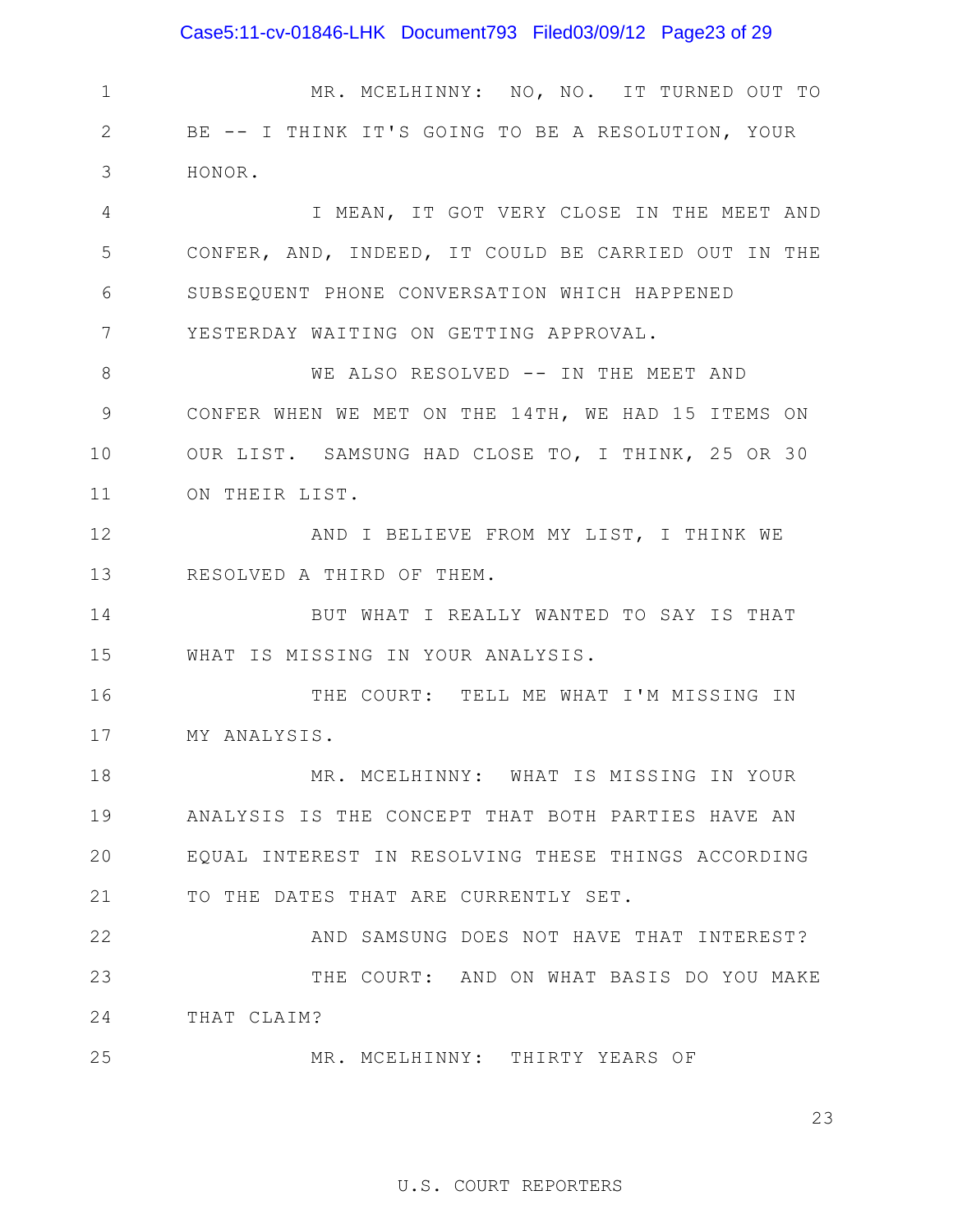1 MR. MCELHINNY: NO, NO. IT TURNED OUT TO
2 BE -- I THINK IT'S GOING TO BE A RESOLUTION, YOUR
3 HONOR.
4 I MEAN, IT GOT VERY CLOSE IN THE MEET AND
5 CONFER, AND, INDEED, IT COULD BE CARRIED OUT IN THE
6 SUBSEQUENT PHONE CONVERSATION WHICH HAPPENED
7 YESTERDAY WAITING ON GETTING APPROVAL.
8 WE ALSO RESOLVED -- IN THE MEET AND
9 CONFER WHEN WE MET ON THE 14TH, WE HAD 15 ITEMS ON
10 OUR LIST. SAMSUNG HAD CLOSE TO, I THINK, 25 OR 30
11 ON THEIR LIST.
12 AND I BELIEVE FROM MY LIST, I THINK WE
13 RESOLVED A THIRD OF THEM.
14 BUT WHAT I REALLY WANTED TO SAY IS THAT
15 WHAT IS MISSING IN YOUR ANALYSIS.
16 THE COURT: TELL ME WHAT I'M MISSING IN
17 MY ANALYSIS.
18 MR. MCELHINNY: WHAT IS MISSING IN YOUR
19 ANALYSIS IS THE CONCEPT THAT BOTH PARTIES HAVE AN
20 EQUAL INTEREST IN RESOLVING THESE THINGS ACCORDING
21 TO THE DATES THAT ARE CURRENTLY SET.
22 AND SAMSUNG DOES NOT HAVE THAT INTEREST?
23 THE COURT: AND ON WHAT BASIS DO YOU MAKE
24 THAT CLAIM?
25 MR. MCELHINNY: THIRTY YEARS OF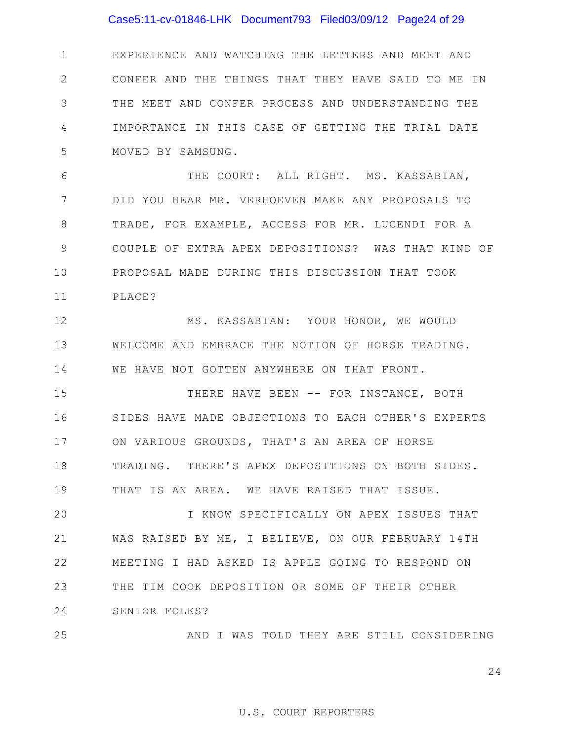1 EXPERIENCE AND WATCHING THE LETTERS AND MEET AND
2 CONFER AND THE THINGS THAT THEY HAVE SAID TO ME IN
3 THE MEET AND CONFER PROCESS AND UNDERSTANDING THE
4 IMPORTANCE IN THIS CASE OF GETTING THE TRIAL DATE
5 MOVED BY SAMSUNG.
6 THE COURT: ALL RIGHT. MS. KASSABIAN,
7 DID YOU HEAR MR. VERHOEVEN MAKE ANY PROPOSALS TO
8 TRADE, FOR EXAMPLE, ACCESS FOR MR. LUCENDI FOR A
9 COUPLE OF EXTRA APEX DEPOSITIONS? WAS THAT KIND OF
10 PROPOSAL MADE DURING THIS DISCUSSION THAT TOOK
11 PLACE?
12 MS. KASSABIAN: YOUR HONOR, WE WOULD
13 WELCOME AND EMBRACE THE NOTION OF HORSE TRADING.
14 WE HAVE NOT GOTTEN ANYWHERE ON THAT FRONT.
15 THERE HAVE BEEN -- FOR INSTANCE, BOTH
16 SIDES HAVE MADE OBJECTIONS TO EACH OTHER'S EXPERTS
17 ON VARIOUS GROUNDS, THAT'S AN AREA OF HORSE
18 TRADING. THERE'S APEX DEPOSITIONS ON BOTH SIDES.
19 THAT IS AN AREA. WE HAVE RAISED THAT ISSUE.
20 I KNOW SPECIFICALLY ON APEX ISSUES THAT
21 WAS RAISED BY ME, I BELIEVE, ON OUR FEBRUARY 14TH
22 MEETING I HAD ASKED IS APPLE GOING TO RESPOND ON
23 THE TIM COOK DEPOSITION OR SOME OF THEIR OTHER
24 SENIOR FOLKS?
25 AND I WAS TOLD THEY ARE STILL CONSIDERING

U.S. COURT REPORTERS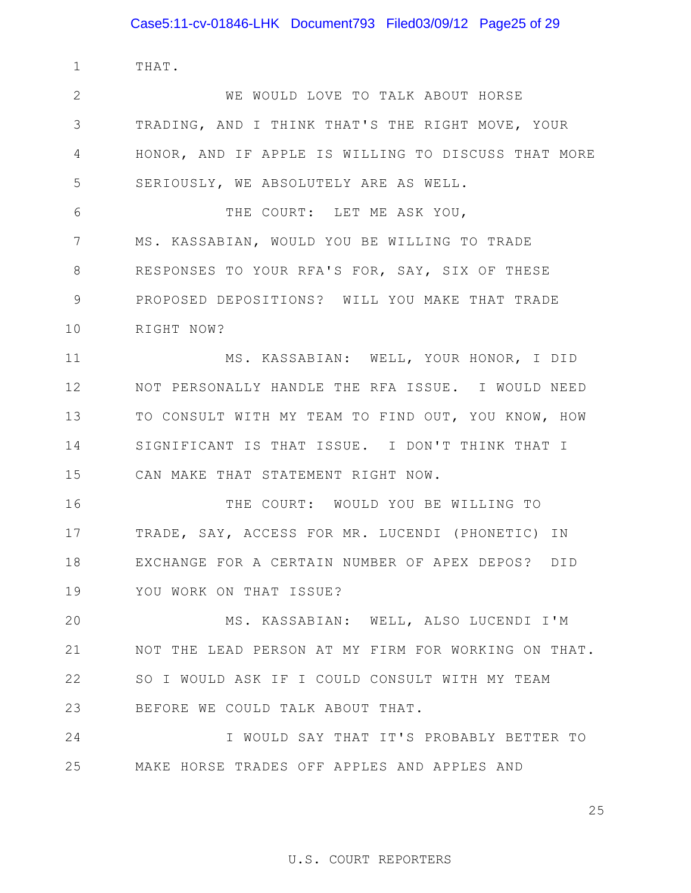THAT.

WE WOULD LOVE TO TALK ABOUT HORSE TRADING, AND I THINK THAT'S THE RIGHT MOVE, YOUR HONOR, AND IF APPLE IS WILLING TO DISCUSS THAT MORE SERIOUSLY, WE ABSOLUTELY ARE AS WELL.

THE COURT: LET ME ASK YOU, MS. KASSABIAN, WOULD YOU BE WILLING TO TRADE RESPONSES TO YOUR RFA'S FOR, SAY, SIX OF THESE PROPOSED DEPOSITIONS? WILL YOU MAKE THAT TRADE RIGHT NOW?

MS. KASSABIAN: WELL, YOUR HONOR, I DID NOT PERSONALLY HANDLE THE RFA ISSUE. I WOULD NEED TO CONSULT WITH MY TEAM TO FIND OUT, YOU KNOW, HOW SIGNIFICANT IS THAT ISSUE. I DON'T THINK THAT I CAN MAKE THAT STATEMENT RIGHT NOW.

THE COURT: WOULD YOU BE WILLING TO TRADE, SAY, ACCESS FOR MR. LUCENDI (PHONETIC) IN EXCHANGE FOR A CERTAIN NUMBER OF APEX DEPOS? DID YOU WORK ON THAT ISSUE?

MS. KASSABIAN: WELL, ALSO LUCENDI I'M NOT THE LEAD PERSON AT MY FIRM FOR WORKING ON THAT. SO I WOULD ASK IF I COULD CONSULT WITH MY TEAM BEFORE WE COULD TALK ABOUT THAT.

I WOULD SAY THAT IT'S PROBABLY BETTER TO MAKE HORSE TRADES OFF APPLES AND APPLES AND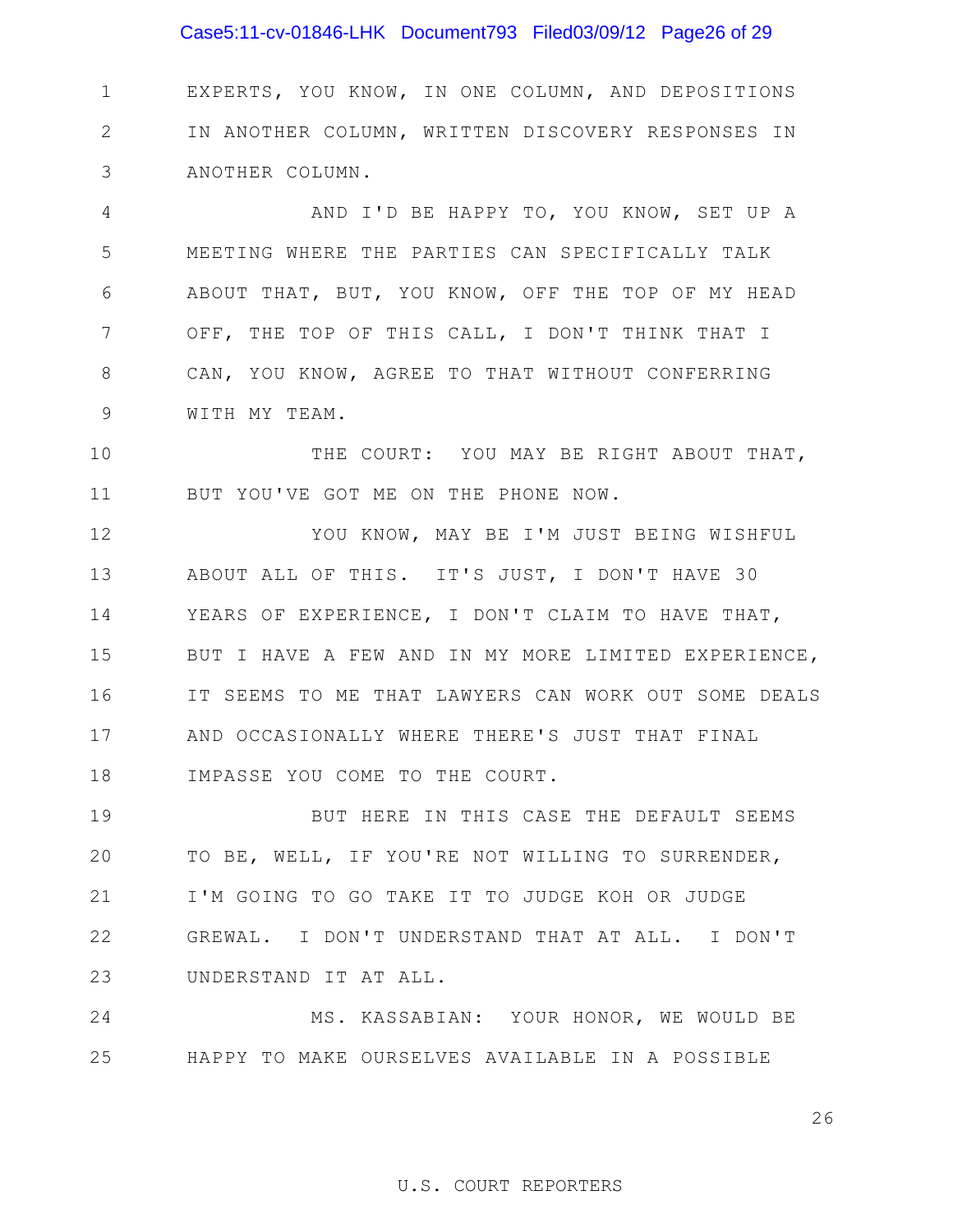1 EXPERTS, YOU KNOW, IN ONE COLUMN, AND DEPOSITIONS
2 IN ANOTHER COLUMN, WRITTEN DISCOVERY RESPONSES IN
3 ANOTHER COLUMN.

4 AND I'D BE HAPPY TO, YOU KNOW, SET UP A
5 MEETING WHERE THE PARTIES CAN SPECIFICALLY TALK
6 ABOUT THAT, BUT, YOU KNOW, OFF THE TOP OF MY HEAD
7 OFF, THE TOP OF THIS CALL, I DON'T THINK THAT I
8 CAN, YOU KNOW, AGREE TO THAT WITHOUT CONFERRING
9 WITH MY TEAM.

10 THE COURT: YOU MAY BE RIGHT ABOUT THAT,
11 BUT YOU'VE GOT ME ON THE PHONE NOW.

12 YOU KNOW, MAY BE I'M JUST BEING WISHFUL
13 ABOUT ALL OF THIS. IT'S JUST, I DON'T HAVE 30
14 YEARS OF EXPERIENCE, I DON'T CLAIM TO HAVE THAT,
15 BUT I HAVE A FEW AND IN MY MORE LIMITED EXPERIENCE,
16 IT SEEMS TO ME THAT LAWYERS CAN WORK OUT SOME DEALS
17 AND OCCASIONALLY WHERE THERE'S JUST THAT FINAL
18 IMPASSE YOU COME TO THE COURT.

19 BUT HERE IN THIS CASE THE DEFAULT SEEMS
20 TO BE, WELL, IF YOU'RE NOT WILLING TO SURRENDER,
21 I'M GOING TO GO TAKE IT TO JUDGE KOH OR JUDGE
22 GREWAL. I DON'T UNDERSTAND THAT AT ALL. I DON'T
23 UNDERSTAND IT AT ALL.

24 MS. KASSABIAN: YOUR HONOR, WE WOULD BE
25 HAPPY TO MAKE OURSELVES AVAILABLE IN A POSSIBLE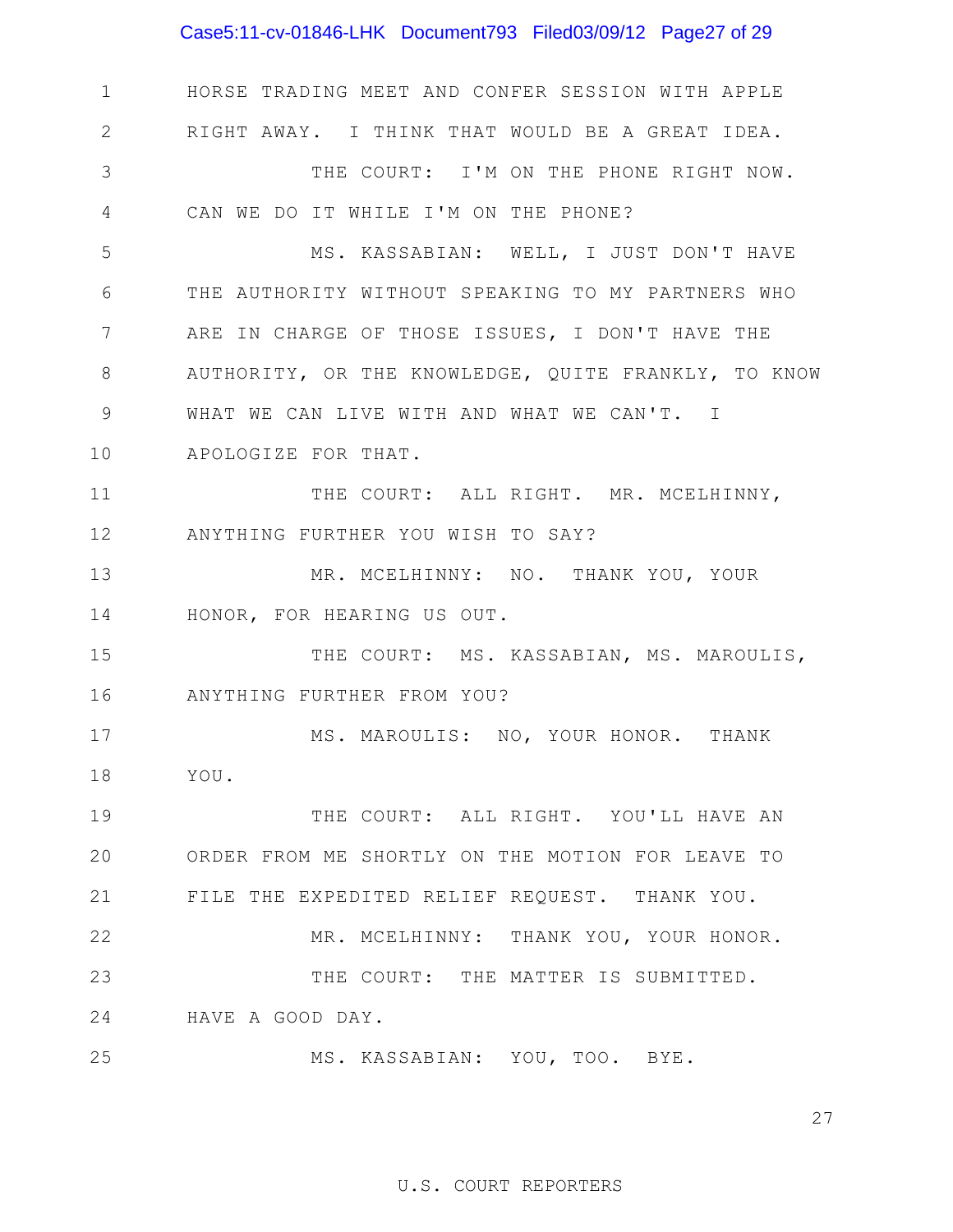1 HORSE TRADING MEET AND CONFER SESSION WITH APPLE
2 RIGHT AWAY. I THINK THAT WOULD BE A GREAT IDEA.
3 THE COURT: I'M ON THE PHONE RIGHT NOW.
4 CAN WE DO IT WHILE I'M ON THE PHONE?
5 MS. KASSABIAN: WELL, I JUST DON'T HAVE
6 THE AUTHORITY WITHOUT SPEAKING TO MY PARTNERS WHO
7 ARE IN CHARGE OF THOSE ISSUES, I DON'T HAVE THE
8 AUTHORITY, OR THE KNOWLEDGE, QUITE FRANKLY, TO KNOW
9 WHAT WE CAN LIVE WITH AND WHAT WE CAN'T. I
10 APOLOGIZE FOR THAT.
11 THE COURT: ALL RIGHT. MR. MCELHINNY,
12 ANYTHING FURTHER YOU WISH TO SAY?
13 MR. MCELHINNY: NO. THANK YOU, YOUR
14 HONOR, FOR HEARING US OUT.
15 THE COURT: MS. KASSABIAN, MS. MAROULIS,
16 ANYTHING FURTHER FROM YOU?
17 MS. MAROULIS: NO, YOUR HONOR. THANK
18 YOU.
19 THE COURT: ALL RIGHT. YOU'LL HAVE AN
20 ORDER FROM ME SHORTLY ON THE MOTION FOR LEAVE TO
21 FILE THE EXPEDITED RELIEF REQUEST. THANK YOU.
22 MR. MCELHINNY: THANK YOU, YOUR HONOR.
23 THE COURT: THE MATTER IS SUBMITTED.
24 HAVE A GOOD DAY.
25 MS. KASSABIAN: YOU, TOO. BYE.

U.S. COURT REPORTERS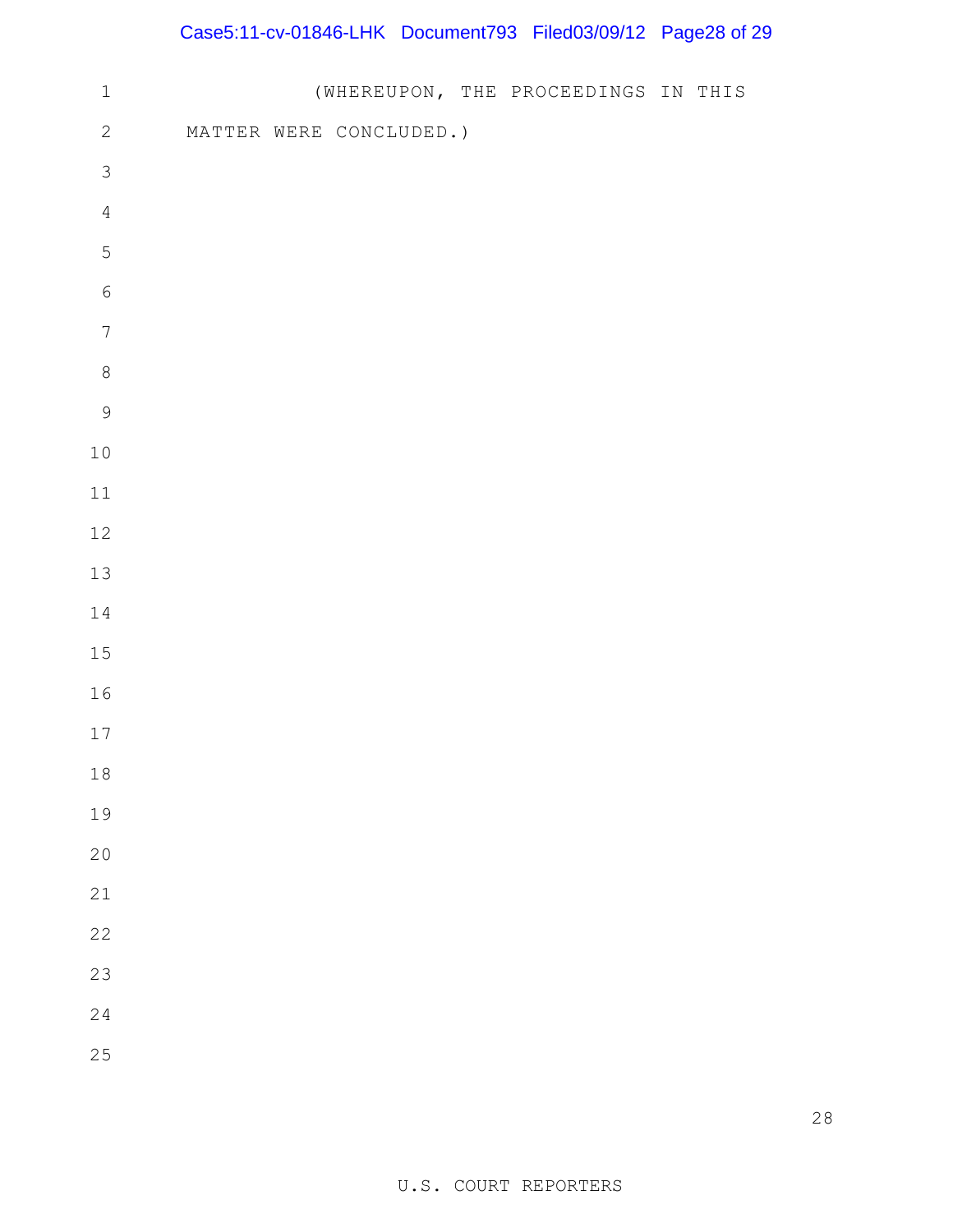(WHEREUPON, THE PROCEEDINGS IN THIS MATTER WERE CONCLUDED.)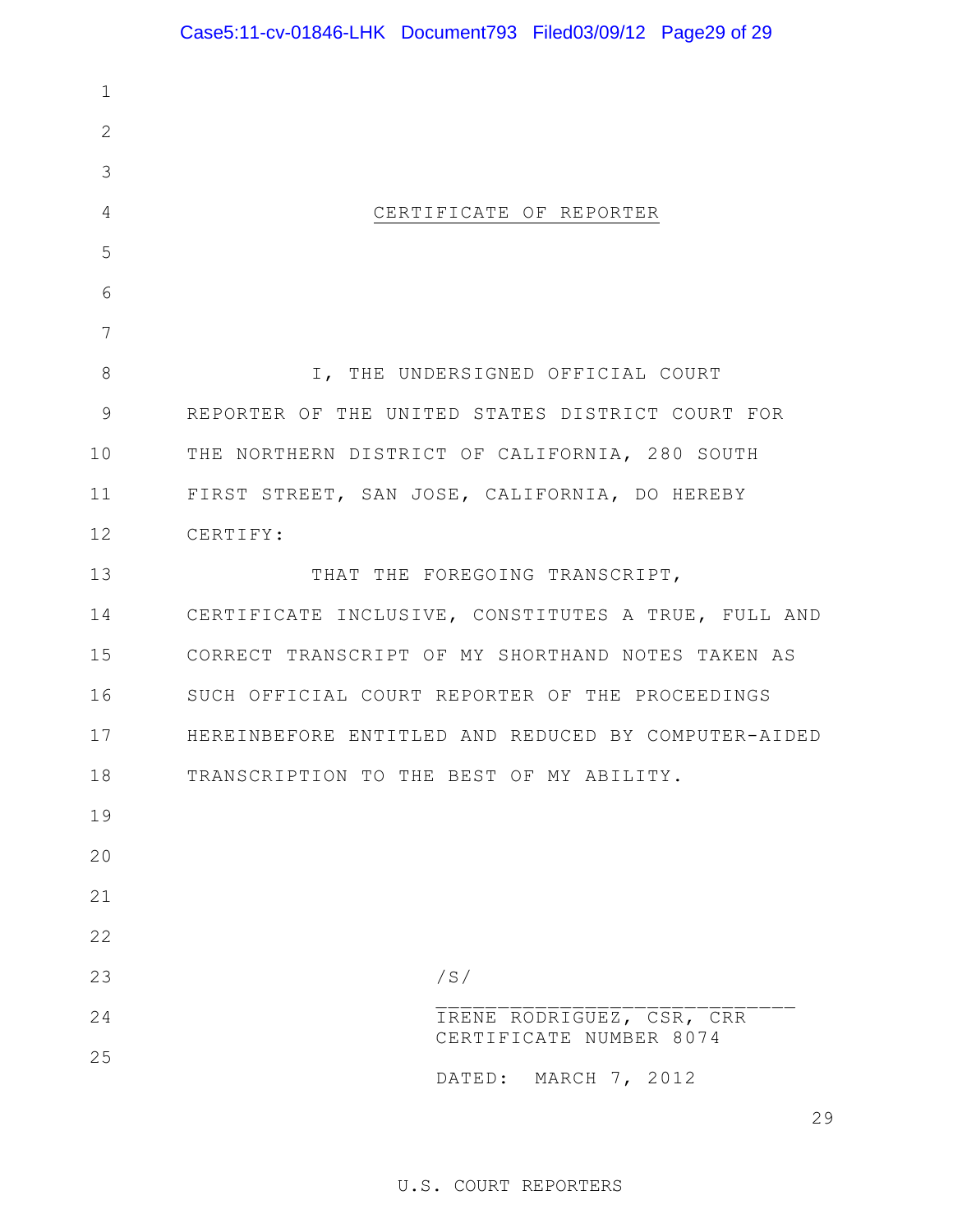# CERTIFICATE OF REPORTER

I, THE UNDERSIGNED OFFICIAL COURT REPORTER OF THE UNITED STATES DISTRICT COURT FOR THE NORTHERN DISTRICT OF CALIFORNIA, 280 SOUTH FIRST STREET, SAN JOSE, CALIFORNIA, DO HEREBY CERTIFY:

THAT THE FOREGOING TRANSCRIPT, CERTIFICATE INCLUSIVE, CONSTITUTES A TRUE, FULL AND CORRECT TRANSCRIPT OF MY SHORTHAND NOTES TAKEN AS SUCH OFFICIAL COURT REPORTER OF THE PROCEEDINGS HEREINBEFORE ENTITLED AND REDUCED BY COMPUTER-AIDED TRANSCRIPTION TO THE BEST OF MY ABILITY.

/S/

______________________________

IRENE RODRIGUEZ, CSR, CRR
CERTIFICATE NUMBER 8074

DATED: MARCH 7, 2012

U.S. COURT REPORTERS